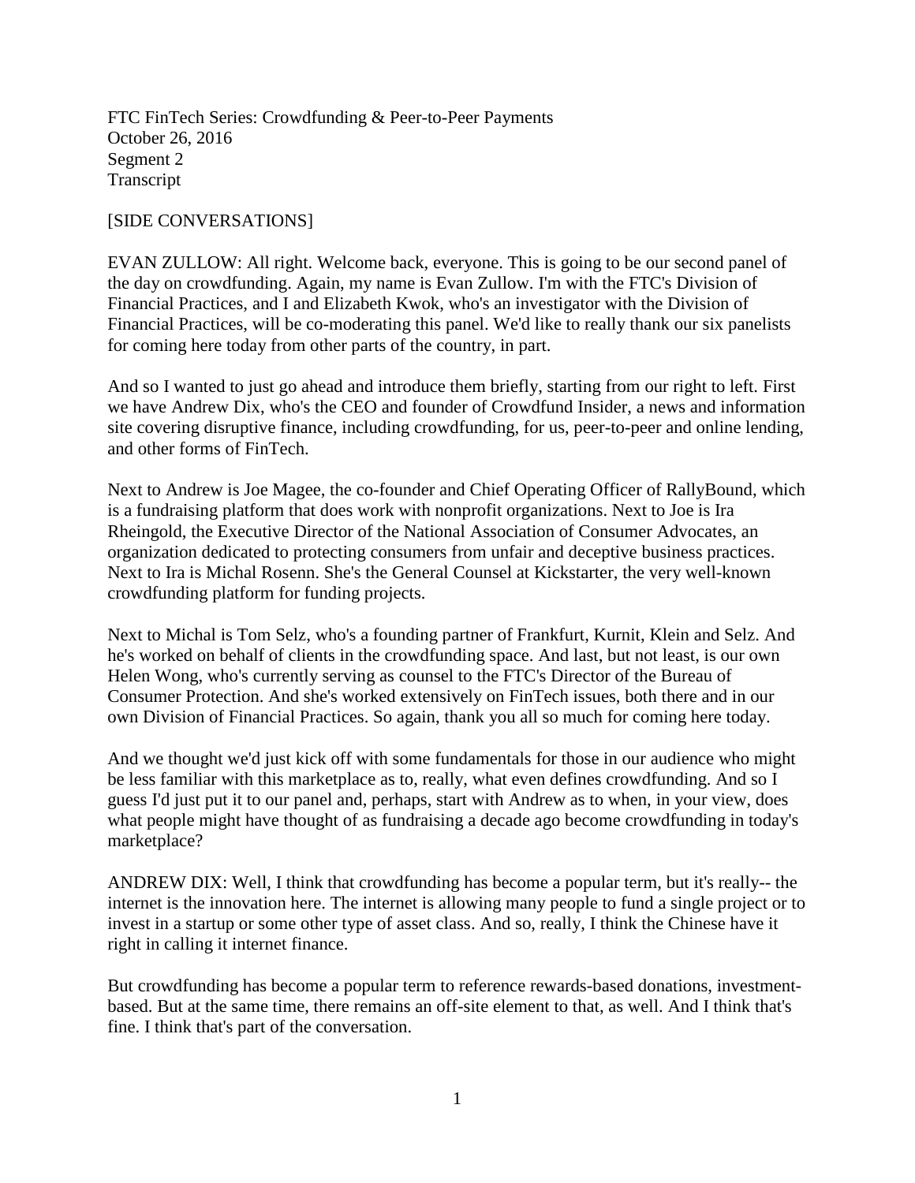FTC FinTech Series: Crowdfunding & Peer-to-Peer Payments
October 26, 2016
Segment 2
Transcript

[SIDE CONVERSATIONS]

EVAN ZULLOW: All right. Welcome back, everyone. This is going to be our second panel of the day on crowdfunding. Again, my name is Evan Zullow. I'm with the FTC's Division of Financial Practices, and I and Elizabeth Kwok, who's an investigator with the Division of Financial Practices, will be co-moderating this panel. We'd like to really thank our six panelists for coming here today from other parts of the country, in part.

And so I wanted to just go ahead and introduce them briefly, starting from our right to left. First we have Andrew Dix, who's the CEO and founder of Crowdfund Insider, a news and information site covering disruptive finance, including crowdfunding, for us, peer-to-peer and online lending, and other forms of FinTech.

Next to Andrew is Joe Magee, the co-founder and Chief Operating Officer of RallyBound, which is a fundraising platform that does work with nonprofit organizations. Next to Joe is Ira Rheingold, the Executive Director of the National Association of Consumer Advocates, an organization dedicated to protecting consumers from unfair and deceptive business practices. Next to Ira is Michal Rosenn. She's the General Counsel at Kickstarter, the very well-known crowdfunding platform for funding projects.

Next to Michal is Tom Selz, who's a founding partner of Frankfurt, Kurnit, Klein and Selz. And he's worked on behalf of clients in the crowdfunding space. And last, but not least, is our own Helen Wong, who's currently serving as counsel to the FTC's Director of the Bureau of Consumer Protection. And she's worked extensively on FinTech issues, both there and in our own Division of Financial Practices. So again, thank you all so much for coming here today.

And we thought we'd just kick off with some fundamentals for those in our audience who might be less familiar with this marketplace as to, really, what even defines crowdfunding. And so I guess I'd just put it to our panel and, perhaps, start with Andrew as to when, in your view, does what people might have thought of as fundraising a decade ago become crowdfunding in today's marketplace?

ANDREW DIX: Well, I think that crowdfunding has become a popular term, but it's really-- the internet is the innovation here. The internet is allowing many people to fund a single project or to invest in a startup or some other type of asset class. And so, really, I think the Chinese have it right in calling it internet finance.

But crowdfunding has become a popular term to reference rewards-based donations, investment-based. But at the same time, there remains an off-site element to that, as well. And I think that's fine. I think that's part of the conversation.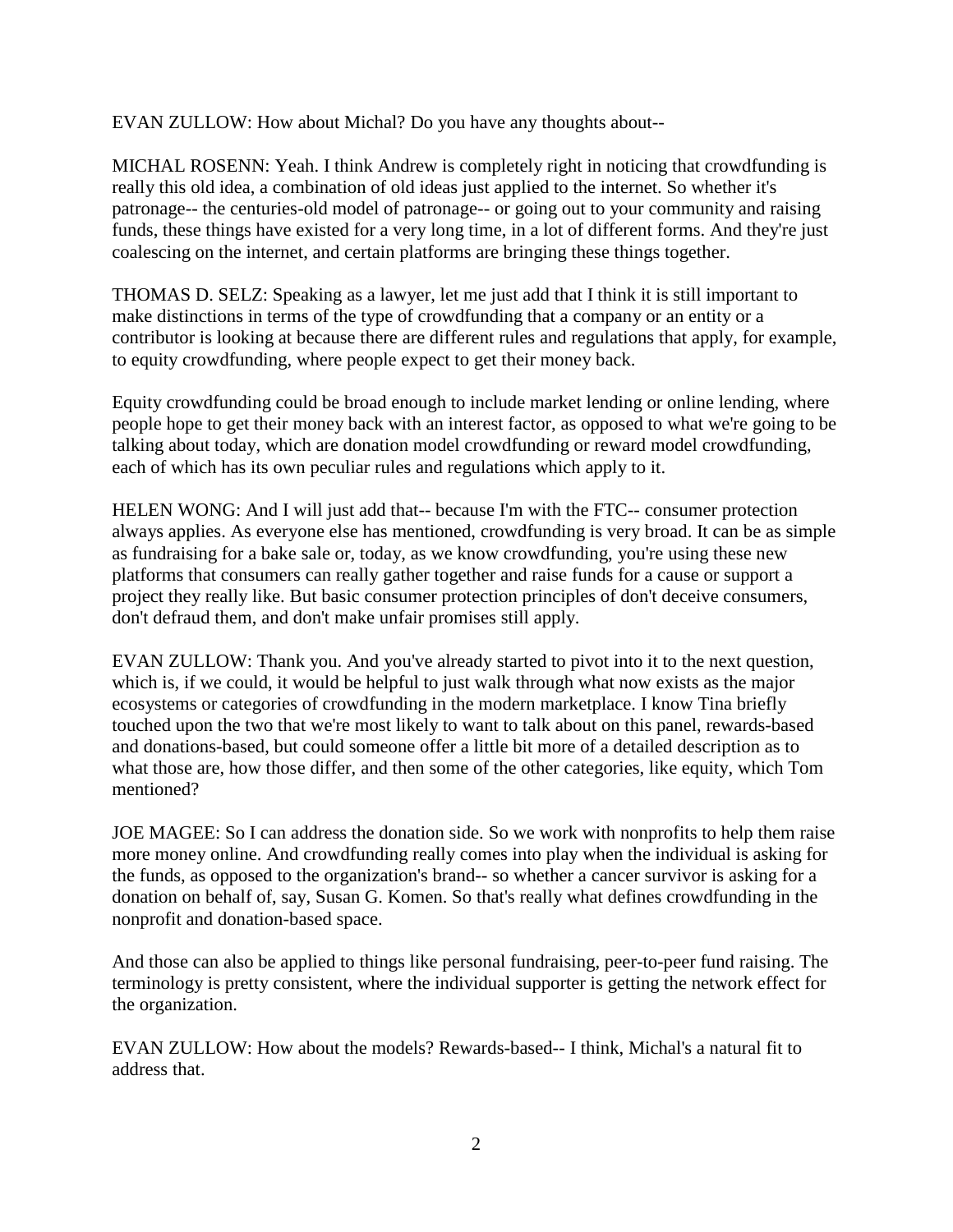EVAN ZULLOW: How about Michal? Do you have any thoughts about--

MICHAL ROSENN: Yeah. I think Andrew is completely right in noticing that crowdfunding is really this old idea, a combination of old ideas just applied to the internet. So whether it's patronage-- the centuries-old model of patronage-- or going out to your community and raising funds, these things have existed for a very long time, in a lot of different forms. And they're just coalescing on the internet, and certain platforms are bringing these things together.

THOMAS D. SELZ: Speaking as a lawyer, let me just add that I think it is still important to make distinctions in terms of the type of crowdfunding that a company or an entity or a contributor is looking at because there are different rules and regulations that apply, for example, to equity crowdfunding, where people expect to get their money back.

Equity crowdfunding could be broad enough to include market lending or online lending, where people hope to get their money back with an interest factor, as opposed to what we're going to be talking about today, which are donation model crowdfunding or reward model crowdfunding, each of which has its own peculiar rules and regulations which apply to it.

HELEN WONG: And I will just add that-- because I'm with the FTC-- consumer protection always applies. As everyone else has mentioned, crowdfunding is very broad. It can be as simple as fundraising for a bake sale or, today, as we know crowdfunding, you're using these new platforms that consumers can really gather together and raise funds for a cause or support a project they really like. But basic consumer protection principles of don't deceive consumers, don't defraud them, and don't make unfair promises still apply.

EVAN ZULLOW: Thank you. And you've already started to pivot into it to the next question, which is, if we could, it would be helpful to just walk through what now exists as the major ecosystems or categories of crowdfunding in the modern marketplace. I know Tina briefly touched upon the two that we're most likely to want to talk about on this panel, rewards-based and donations-based, but could someone offer a little bit more of a detailed description as to what those are, how those differ, and then some of the other categories, like equity, which Tom mentioned?

JOE MAGEE: So I can address the donation side. So we work with nonprofits to help them raise more money online. And crowdfunding really comes into play when the individual is asking for the funds, as opposed to the organization's brand-- so whether a cancer survivor is asking for a donation on behalf of, say, Susan G. Komen. So that's really what defines crowdfunding in the nonprofit and donation-based space.

And those can also be applied to things like personal fundraising, peer-to-peer fund raising. The terminology is pretty consistent, where the individual supporter is getting the network effect for the organization.

EVAN ZULLOW: How about the models? Rewards-based-- I think, Michal's a natural fit to address that.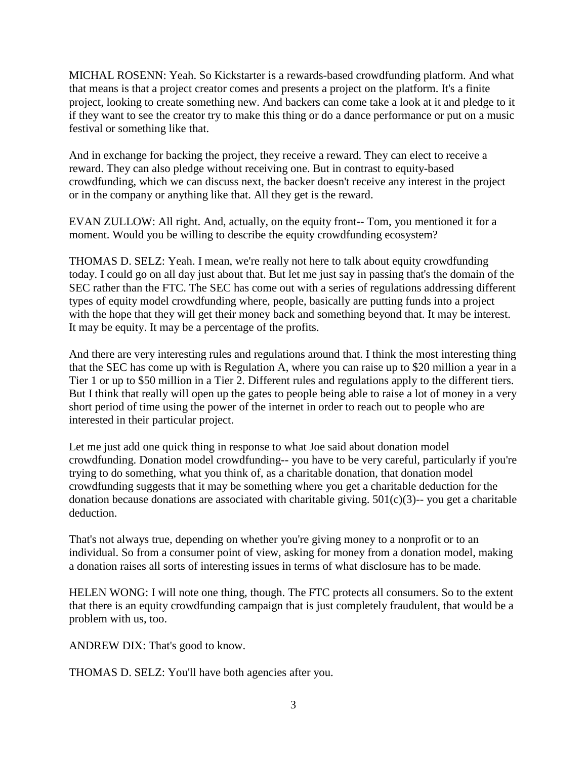MICHAL ROSENN: Yeah. So Kickstarter is a rewards-based crowdfunding platform. And what that means is that a project creator comes and presents a project on the platform. It's a finite project, looking to create something new. And backers can come take a look at it and pledge to it if they want to see the creator try to make this thing or do a dance performance or put on a music festival or something like that.

And in exchange for backing the project, they receive a reward. They can elect to receive a reward. They can also pledge without receiving one. But in contrast to equity-based crowdfunding, which we can discuss next, the backer doesn't receive any interest in the project or in the company or anything like that. All they get is the reward.

EVAN ZULLOW: All right. And, actually, on the equity front-- Tom, you mentioned it for a moment. Would you be willing to describe the equity crowdfunding ecosystem?

THOMAS D. SELZ: Yeah. I mean, we're really not here to talk about equity crowdfunding today. I could go on all day just about that. But let me just say in passing that's the domain of the SEC rather than the FTC. The SEC has come out with a series of regulations addressing different types of equity model crowdfunding where, people, basically are putting funds into a project with the hope that they will get their money back and something beyond that. It may be interest. It may be equity. It may be a percentage of the profits.

And there are very interesting rules and regulations around that. I think the most interesting thing that the SEC has come up with is Regulation A, where you can raise up to $20 million a year in a Tier 1 or up to $50 million in a Tier 2. Different rules and regulations apply to the different tiers. But I think that really will open up the gates to people being able to raise a lot of money in a very short period of time using the power of the internet in order to reach out to people who are interested in their particular project.

Let me just add one quick thing in response to what Joe said about donation model crowdfunding. Donation model crowdfunding-- you have to be very careful, particularly if you're trying to do something, what you think of, as a charitable donation, that donation model crowdfunding suggests that it may be something where you get a charitable deduction for the donation because donations are associated with charitable giving. 501(c)(3)-- you get a charitable deduction.

That's not always true, depending on whether you're giving money to a nonprofit or to an individual. So from a consumer point of view, asking for money from a donation model, making a donation raises all sorts of interesting issues in terms of what disclosure has to be made.

HELEN WONG: I will note one thing, though. The FTC protects all consumers. So to the extent that there is an equity crowdfunding campaign that is just completely fraudulent, that would be a problem with us, too.

ANDREW DIX: That's good to know.

THOMAS D. SELZ: You'll have both agencies after you.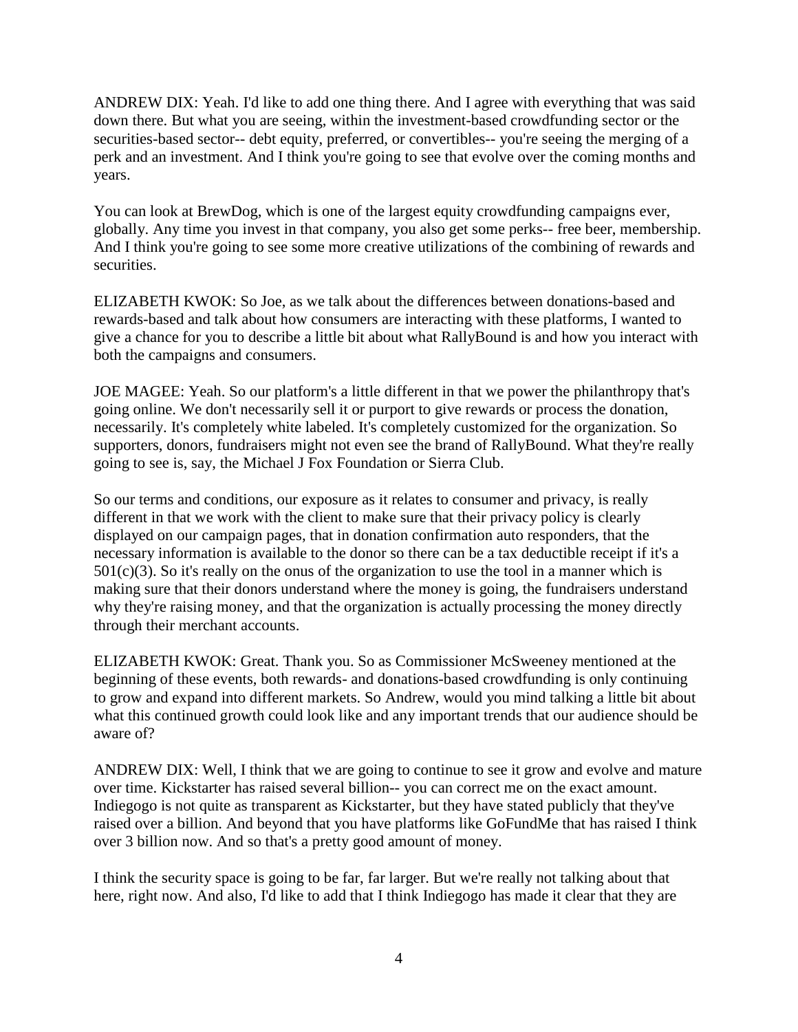ANDREW DIX: Yeah. I'd like to add one thing there. And I agree with everything that was said down there. But what you are seeing, within the investment-based crowdfunding sector or the securities-based sector-- debt equity, preferred, or convertibles-- you're seeing the merging of a perk and an investment. And I think you're going to see that evolve over the coming months and years.

You can look at BrewDog, which is one of the largest equity crowdfunding campaigns ever, globally. Any time you invest in that company, you also get some perks-- free beer, membership. And I think you're going to see some more creative utilizations of the combining of rewards and securities.

ELIZABETH KWOK: So Joe, as we talk about the differences between donations-based and rewards-based and talk about how consumers are interacting with these platforms, I wanted to give a chance for you to describe a little bit about what RallyBound is and how you interact with both the campaigns and consumers.

JOE MAGEE: Yeah. So our platform's a little different in that we power the philanthropy that's going online. We don't necessarily sell it or purport to give rewards or process the donation, necessarily. It's completely white labeled. It's completely customized for the organization. So supporters, donors, fundraisers might not even see the brand of RallyBound. What they're really going to see is, say, the Michael J Fox Foundation or Sierra Club.

So our terms and conditions, our exposure as it relates to consumer and privacy, is really different in that we work with the client to make sure that their privacy policy is clearly displayed on our campaign pages, that in donation confirmation auto responders, that the necessary information is available to the donor so there can be a tax deductible receipt if it's a 501(c)(3). So it's really on the onus of the organization to use the tool in a manner which is making sure that their donors understand where the money is going, the fundraisers understand why they're raising money, and that the organization is actually processing the money directly through their merchant accounts.

ELIZABETH KWOK: Great. Thank you. So as Commissioner McSweeney mentioned at the beginning of these events, both rewards- and donations-based crowdfunding is only continuing to grow and expand into different markets. So Andrew, would you mind talking a little bit about what this continued growth could look like and any important trends that our audience should be aware of?

ANDREW DIX: Well, I think that we are going to continue to see it grow and evolve and mature over time. Kickstarter has raised several billion-- you can correct me on the exact amount. Indiegogo is not quite as transparent as Kickstarter, but they have stated publicly that they've raised over a billion. And beyond that you have platforms like GoFundMe that has raised I think over 3 billion now. And so that's a pretty good amount of money.

I think the security space is going to be far, far larger. But we're really not talking about that here, right now. And also, I'd like to add that I think Indiegogo has made it clear that they are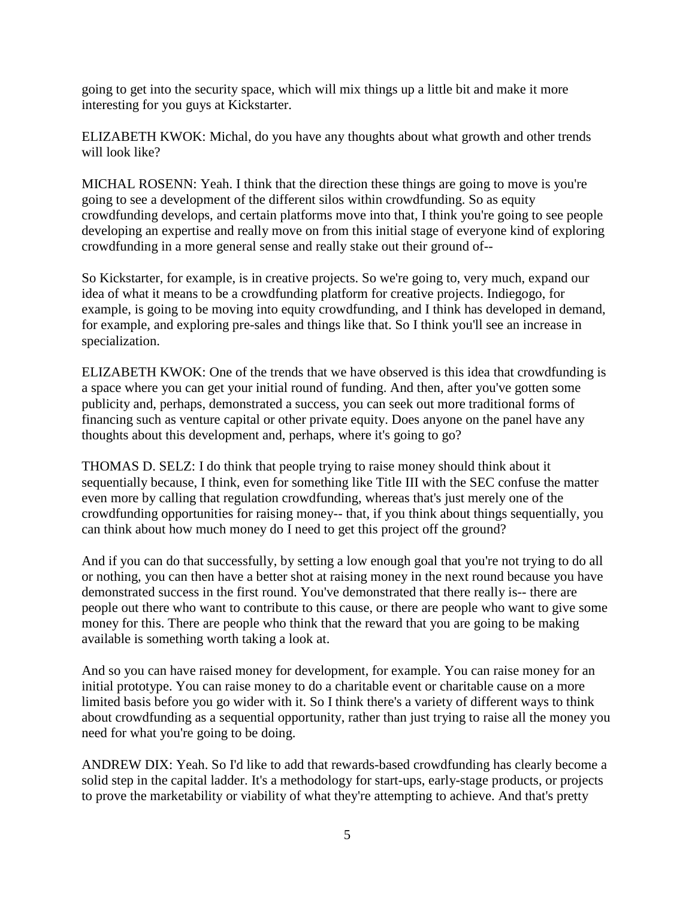going to get into the security space, which will mix things up a little bit and make it more interesting for you guys at Kickstarter.

ELIZABETH KWOK: Michal, do you have any thoughts about what growth and other trends will look like?

MICHAL ROSENN: Yeah. I think that the direction these things are going to move is you're going to see a development of the different silos within crowdfunding. So as equity crowdfunding develops, and certain platforms move into that, I think you're going to see people developing an expertise and really move on from this initial stage of everyone kind of exploring crowdfunding in a more general sense and really stake out their ground of--

So Kickstarter, for example, is in creative projects. So we're going to, very much, expand our idea of what it means to be a crowdfunding platform for creative projects. Indiegogo, for example, is going to be moving into equity crowdfunding, and I think has developed in demand, for example, and exploring pre-sales and things like that. So I think you'll see an increase in specialization.

ELIZABETH KWOK: One of the trends that we have observed is this idea that crowdfunding is a space where you can get your initial round of funding. And then, after you've gotten some publicity and, perhaps, demonstrated a success, you can seek out more traditional forms of financing such as venture capital or other private equity. Does anyone on the panel have any thoughts about this development and, perhaps, where it's going to go?

THOMAS D. SELZ: I do think that people trying to raise money should think about it sequentially because, I think, even for something like Title III with the SEC confuse the matter even more by calling that regulation crowdfunding, whereas that's just merely one of the crowdfunding opportunities for raising money-- that, if you think about things sequentially, you can think about how much money do I need to get this project off the ground?

And if you can do that successfully, by setting a low enough goal that you're not trying to do all or nothing, you can then have a better shot at raising money in the next round because you have demonstrated success in the first round. You've demonstrated that there really is-- there are people out there who want to contribute to this cause, or there are people who want to give some money for this. There are people who think that the reward that you are going to be making available is something worth taking a look at.

And so you can have raised money for development, for example. You can raise money for an initial prototype. You can raise money to do a charitable event or charitable cause on a more limited basis before you go wider with it. So I think there's a variety of different ways to think about crowdfunding as a sequential opportunity, rather than just trying to raise all the money you need for what you're going to be doing.

ANDREW DIX: Yeah. So I'd like to add that rewards-based crowdfunding has clearly become a solid step in the capital ladder. It's a methodology for start-ups, early-stage products, or projects to prove the marketability or viability of what they're attempting to achieve. And that's pretty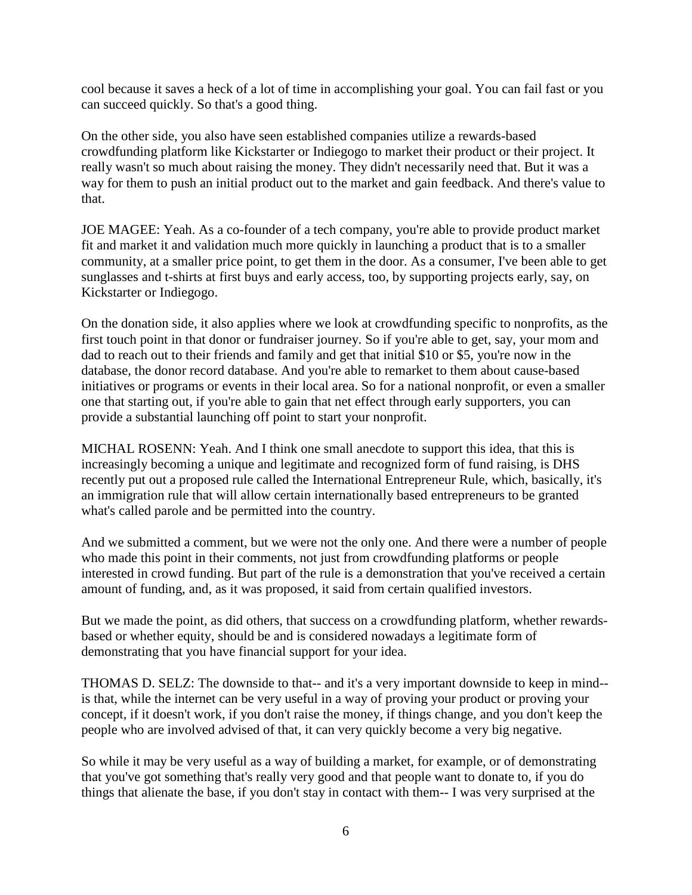cool because it saves a heck of a lot of time in accomplishing your goal. You can fail fast or you can succeed quickly. So that's a good thing.

On the other side, you also have seen established companies utilize a rewards-based crowdfunding platform like Kickstarter or Indiegogo to market their product or their project. It really wasn't so much about raising the money. They didn't necessarily need that. But it was a way for them to push an initial product out to the market and gain feedback. And there's value to that.

JOE MAGEE: Yeah. As a co-founder of a tech company, you're able to provide product market fit and market it and validation much more quickly in launching a product that is to a smaller community, at a smaller price point, to get them in the door. As a consumer, I've been able to get sunglasses and t-shirts at first buys and early access, too, by supporting projects early, say, on Kickstarter or Indiegogo.

On the donation side, it also applies where we look at crowdfunding specific to nonprofits, as the first touch point in that donor or fundraiser journey. So if you're able to get, say, your mom and dad to reach out to their friends and family and get that initial $10 or $5, you're now in the database, the donor record database. And you're able to remarket to them about cause-based initiatives or programs or events in their local area. So for a national nonprofit, or even a smaller one that starting out, if you're able to gain that net effect through early supporters, you can provide a substantial launching off point to start your nonprofit.

MICHAL ROSENN: Yeah. And I think one small anecdote to support this idea, that this is increasingly becoming a unique and legitimate and recognized form of fund raising, is DHS recently put out a proposed rule called the International Entrepreneur Rule, which, basically, it's an immigration rule that will allow certain internationally based entrepreneurs to be granted what's called parole and be permitted into the country.

And we submitted a comment, but we were not the only one. And there were a number of people who made this point in their comments, not just from crowdfunding platforms or people interested in crowd funding. But part of the rule is a demonstration that you've received a certain amount of funding, and, as it was proposed, it said from certain qualified investors.

But we made the point, as did others, that success on a crowdfunding platform, whether rewards-based or whether equity, should be and is considered nowadays a legitimate form of demonstrating that you have financial support for your idea.

THOMAS D. SELZ: The downside to that-- and it's a very important downside to keep in mind-- is that, while the internet can be very useful in a way of proving your product or proving your concept, if it doesn't work, if you don't raise the money, if things change, and you don't keep the people who are involved advised of that, it can very quickly become a very big negative.

So while it may be very useful as a way of building a market, for example, or of demonstrating that you've got something that's really very good and that people want to donate to, if you do things that alienate the base, if you don't stay in contact with them-- I was very surprised at the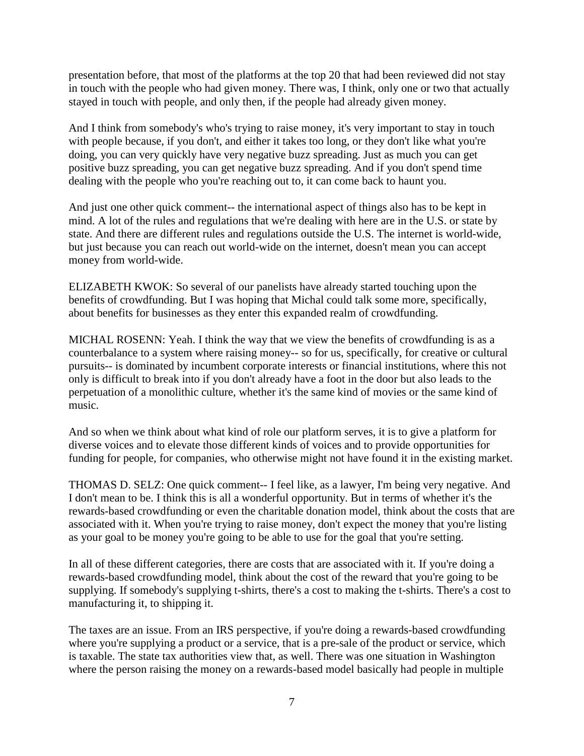presentation before, that most of the platforms at the top 20 that had been reviewed did not stay in touch with the people who had given money. There was, I think, only one or two that actually stayed in touch with people, and only then, if the people had already given money.

And I think from somebody's who's trying to raise money, it's very important to stay in touch with people because, if you don't, and either it takes too long, or they don't like what you're doing, you can very quickly have very negative buzz spreading. Just as much you can get positive buzz spreading, you can get negative buzz spreading. And if you don't spend time dealing with the people who you're reaching out to, it can come back to haunt you.

And just one other quick comment-- the international aspect of things also has to be kept in mind. A lot of the rules and regulations that we're dealing with here are in the U.S. or state by state. And there are different rules and regulations outside the U.S. The internet is world-wide, but just because you can reach out world-wide on the internet, doesn't mean you can accept money from world-wide.

ELIZABETH KWOK: So several of our panelists have already started touching upon the benefits of crowdfunding. But I was hoping that Michal could talk some more, specifically, about benefits for businesses as they enter this expanded realm of crowdfunding.

MICHAL ROSENN: Yeah. I think the way that we view the benefits of crowdfunding is as a counterbalance to a system where raising money-- so for us, specifically, for creative or cultural pursuits-- is dominated by incumbent corporate interests or financial institutions, where this not only is difficult to break into if you don't already have a foot in the door but also leads to the perpetuation of a monolithic culture, whether it's the same kind of movies or the same kind of music.

And so when we think about what kind of role our platform serves, it is to give a platform for diverse voices and to elevate those different kinds of voices and to provide opportunities for funding for people, for companies, who otherwise might not have found it in the existing market.

THOMAS D. SELZ: One quick comment-- I feel like, as a lawyer, I'm being very negative. And I don't mean to be. I think this is all a wonderful opportunity. But in terms of whether it's the rewards-based crowdfunding or even the charitable donation model, think about the costs that are associated with it. When you're trying to raise money, don't expect the money that you're listing as your goal to be money you're going to be able to use for the goal that you're setting.

In all of these different categories, there are costs that are associated with it. If you're doing a rewards-based crowdfunding model, think about the cost of the reward that you're going to be supplying. If somebody's supplying t-shirts, there's a cost to making the t-shirts. There's a cost to manufacturing it, to shipping it.

The taxes are an issue. From an IRS perspective, if you're doing a rewards-based crowdfunding where you're supplying a product or a service, that is a pre-sale of the product or service, which is taxable. The state tax authorities view that, as well. There was one situation in Washington where the person raising the money on a rewards-based model basically had people in multiple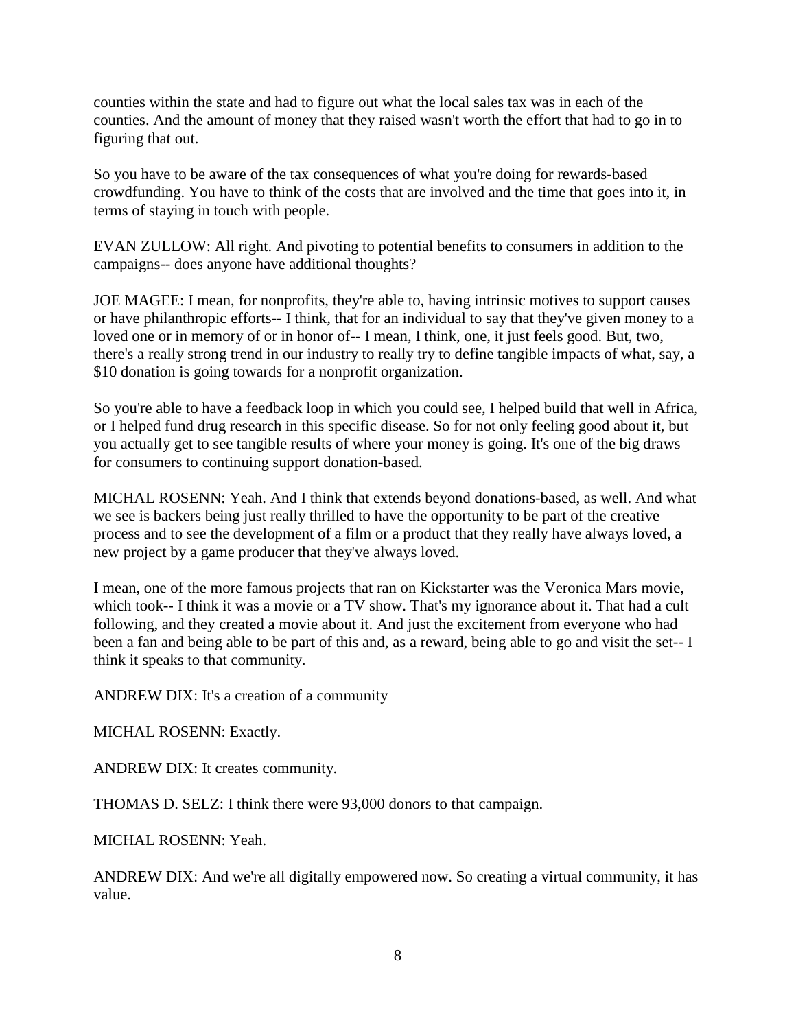counties within the state and had to figure out what the local sales tax was in each of the counties. And the amount of money that they raised wasn't worth the effort that had to go in to figuring that out.

So you have to be aware of the tax consequences of what you're doing for rewards-based crowdfunding. You have to think of the costs that are involved and the time that goes into it, in terms of staying in touch with people.

EVAN ZULLOW: All right. And pivoting to potential benefits to consumers in addition to the campaigns-- does anyone have additional thoughts?

JOE MAGEE: I mean, for nonprofits, they're able to, having intrinsic motives to support causes or have philanthropic efforts-- I think, that for an individual to say that they've given money to a loved one or in memory of or in honor of-- I mean, I think, one, it just feels good. But, two, there's a really strong trend in our industry to really try to define tangible impacts of what, say, a $10 donation is going towards for a nonprofit organization.

So you're able to have a feedback loop in which you could see, I helped build that well in Africa, or I helped fund drug research in this specific disease. So for not only feeling good about it, but you actually get to see tangible results of where your money is going. It's one of the big draws for consumers to continuing support donation-based.

MICHAL ROSENN: Yeah. And I think that extends beyond donations-based, as well. And what we see is backers being just really thrilled to have the opportunity to be part of the creative process and to see the development of a film or a product that they really have always loved, a new project by a game producer that they've always loved.

I mean, one of the more famous projects that ran on Kickstarter was the Veronica Mars movie, which took-- I think it was a movie or a TV show. That's my ignorance about it. That had a cult following, and they created a movie about it. And just the excitement from everyone who had been a fan and being able to be part of this and, as a reward, being able to go and visit the set-- I think it speaks to that community.

ANDREW DIX: It's a creation of a community

MICHAL ROSENN: Exactly.

ANDREW DIX: It creates community.

THOMAS D. SELZ: I think there were 93,000 donors to that campaign.

MICHAL ROSENN: Yeah.

ANDREW DIX: And we're all digitally empowered now. So creating a virtual community, it has value.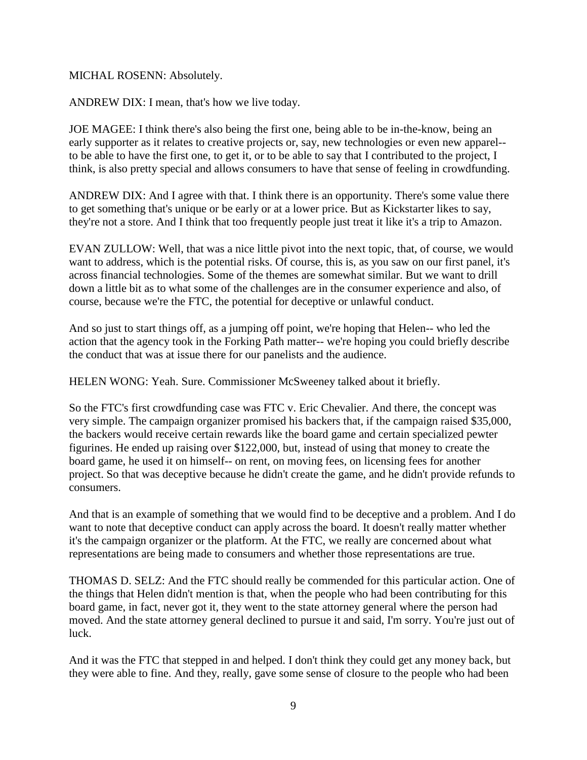MICHAL ROSENN: Absolutely.

ANDREW DIX: I mean, that's how we live today.

JOE MAGEE: I think there's also being the first one, being able to be in-the-know, being an early supporter as it relates to creative projects or, say, new technologies or even new apparel-- to be able to have the first one, to get it, or to be able to say that I contributed to the project, I think, is also pretty special and allows consumers to have that sense of feeling in crowdfunding.

ANDREW DIX: And I agree with that. I think there is an opportunity. There's some value there to get something that's unique or be early or at a lower price. But as Kickstarter likes to say, they're not a store. And I think that too frequently people just treat it like it's a trip to Amazon.

EVAN ZULLOW: Well, that was a nice little pivot into the next topic, that, of course, we would want to address, which is the potential risks. Of course, this is, as you saw on our first panel, it's across financial technologies. Some of the themes are somewhat similar. But we want to drill down a little bit as to what some of the challenges are in the consumer experience and also, of course, because we're the FTC, the potential for deceptive or unlawful conduct.

And so just to start things off, as a jumping off point, we're hoping that Helen-- who led the action that the agency took in the Forking Path matter-- we're hoping you could briefly describe the conduct that was at issue there for our panelists and the audience.

HELEN WONG: Yeah. Sure. Commissioner McSweeney talked about it briefly.

So the FTC's first crowdfunding case was FTC v. Eric Chevalier. And there, the concept was very simple. The campaign organizer promised his backers that, if the campaign raised $35,000, the backers would receive certain rewards like the board game and certain specialized pewter figurines. He ended up raising over $122,000, but, instead of using that money to create the board game, he used it on himself-- on rent, on moving fees, on licensing fees for another project. So that was deceptive because he didn't create the game, and he didn't provide refunds to consumers.

And that is an example of something that we would find to be deceptive and a problem. And I do want to note that deceptive conduct can apply across the board. It doesn't really matter whether it's the campaign organizer or the platform. At the FTC, we really are concerned about what representations are being made to consumers and whether those representations are true.

THOMAS D. SELZ: And the FTC should really be commended for this particular action. One of the things that Helen didn't mention is that, when the people who had been contributing for this board game, in fact, never got it, they went to the state attorney general where the person had moved. And the state attorney general declined to pursue it and said, I'm sorry. You're just out of luck.

And it was the FTC that stepped in and helped. I don't think they could get any money back, but they were able to fine. And they, really, gave some sense of closure to the people who had been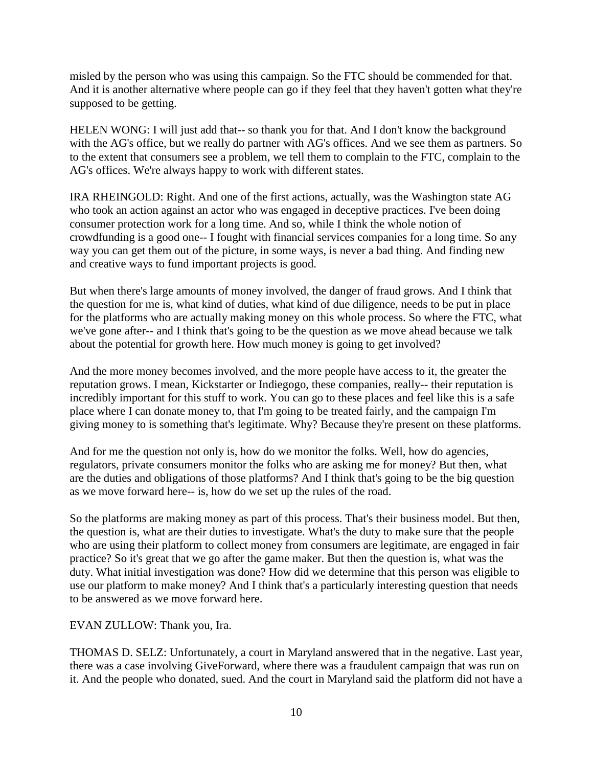misled by the person who was using this campaign. So the FTC should be commended for that. And it is another alternative where people can go if they feel that they haven't gotten what they're supposed to be getting.

HELEN WONG: I will just add that-- so thank you for that. And I don't know the background with the AG's office, but we really do partner with AG's offices. And we see them as partners. So to the extent that consumers see a problem, we tell them to complain to the FTC, complain to the AG's offices. We're always happy to work with different states.

IRA RHEINGOLD: Right. And one of the first actions, actually, was the Washington state AG who took an action against an actor who was engaged in deceptive practices. I've been doing consumer protection work for a long time. And so, while I think the whole notion of crowdfunding is a good one-- I fought with financial services companies for a long time. So any way you can get them out of the picture, in some ways, is never a bad thing. And finding new and creative ways to fund important projects is good.

But when there's large amounts of money involved, the danger of fraud grows. And I think that the question for me is, what kind of duties, what kind of due diligence, needs to be put in place for the platforms who are actually making money on this whole process. So where the FTC, what we've gone after-- and I think that's going to be the question as we move ahead because we talk about the potential for growth here. How much money is going to get involved?

And the more money becomes involved, and the more people have access to it, the greater the reputation grows. I mean, Kickstarter or Indiegogo, these companies, really-- their reputation is incredibly important for this stuff to work. You can go to these places and feel like this is a safe place where I can donate money to, that I'm going to be treated fairly, and the campaign I'm giving money to is something that's legitimate. Why? Because they're present on these platforms.

And for me the question not only is, how do we monitor the folks. Well, how do agencies, regulators, private consumers monitor the folks who are asking me for money? But then, what are the duties and obligations of those platforms? And I think that's going to be the big question as we move forward here-- is, how do we set up the rules of the road.

So the platforms are making money as part of this process. That's their business model. But then, the question is, what are their duties to investigate. What's the duty to make sure that the people who are using their platform to collect money from consumers are legitimate, are engaged in fair practice? So it's great that we go after the game maker. But then the question is, what was the duty. What initial investigation was done? How did we determine that this person was eligible to use our platform to make money? And I think that's a particularly interesting question that needs to be answered as we move forward here.

EVAN ZULLOW: Thank you, Ira.

THOMAS D. SELZ: Unfortunately, a court in Maryland answered that in the negative. Last year, there was a case involving GiveForward, where there was a fraudulent campaign that was run on it. And the people who donated, sued. And the court in Maryland said the platform did not have a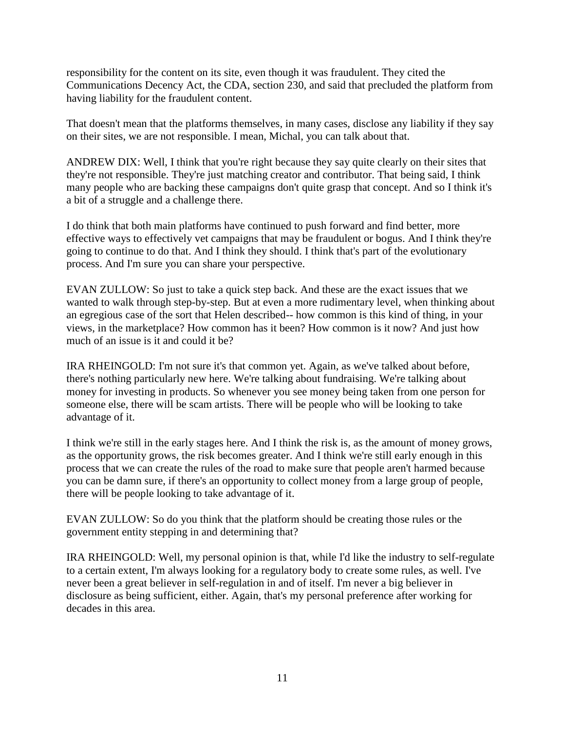responsibility for the content on its site, even though it was fraudulent. They cited the Communications Decency Act, the CDA, section 230, and said that precluded the platform from having liability for the fraudulent content.

That doesn't mean that the platforms themselves, in many cases, disclose any liability if they say on their sites, we are not responsible. I mean, Michal, you can talk about that.

ANDREW DIX: Well, I think that you're right because they say quite clearly on their sites that they're not responsible. They're just matching creator and contributor. That being said, I think many people who are backing these campaigns don't quite grasp that concept. And so I think it's a bit of a struggle and a challenge there.

I do think that both main platforms have continued to push forward and find better, more effective ways to effectively vet campaigns that may be fraudulent or bogus. And I think they're going to continue to do that. And I think they should. I think that's part of the evolutionary process. And I'm sure you can share your perspective.

EVAN ZULLOW: So just to take a quick step back. And these are the exact issues that we wanted to walk through step-by-step. But at even a more rudimentary level, when thinking about an egregious case of the sort that Helen described-- how common is this kind of thing, in your views, in the marketplace? How common has it been? How common is it now? And just how much of an issue is it and could it be?

IRA RHEINGOLD: I'm not sure it's that common yet. Again, as we've talked about before, there's nothing particularly new here. We're talking about fundraising. We're talking about money for investing in products. So whenever you see money being taken from one person for someone else, there will be scam artists. There will be people who will be looking to take advantage of it.

I think we're still in the early stages here. And I think the risk is, as the amount of money grows, as the opportunity grows, the risk becomes greater. And I think we're still early enough in this process that we can create the rules of the road to make sure that people aren't harmed because you can be damn sure, if there's an opportunity to collect money from a large group of people, there will be people looking to take advantage of it.

EVAN ZULLOW: So do you think that the platform should be creating those rules or the government entity stepping in and determining that?

IRA RHEINGOLD: Well, my personal opinion is that, while I'd like the industry to self-regulate to a certain extent, I'm always looking for a regulatory body to create some rules, as well. I've never been a great believer in self-regulation in and of itself. I'm never a big believer in disclosure as being sufficient, either. Again, that's my personal preference after working for decades in this area.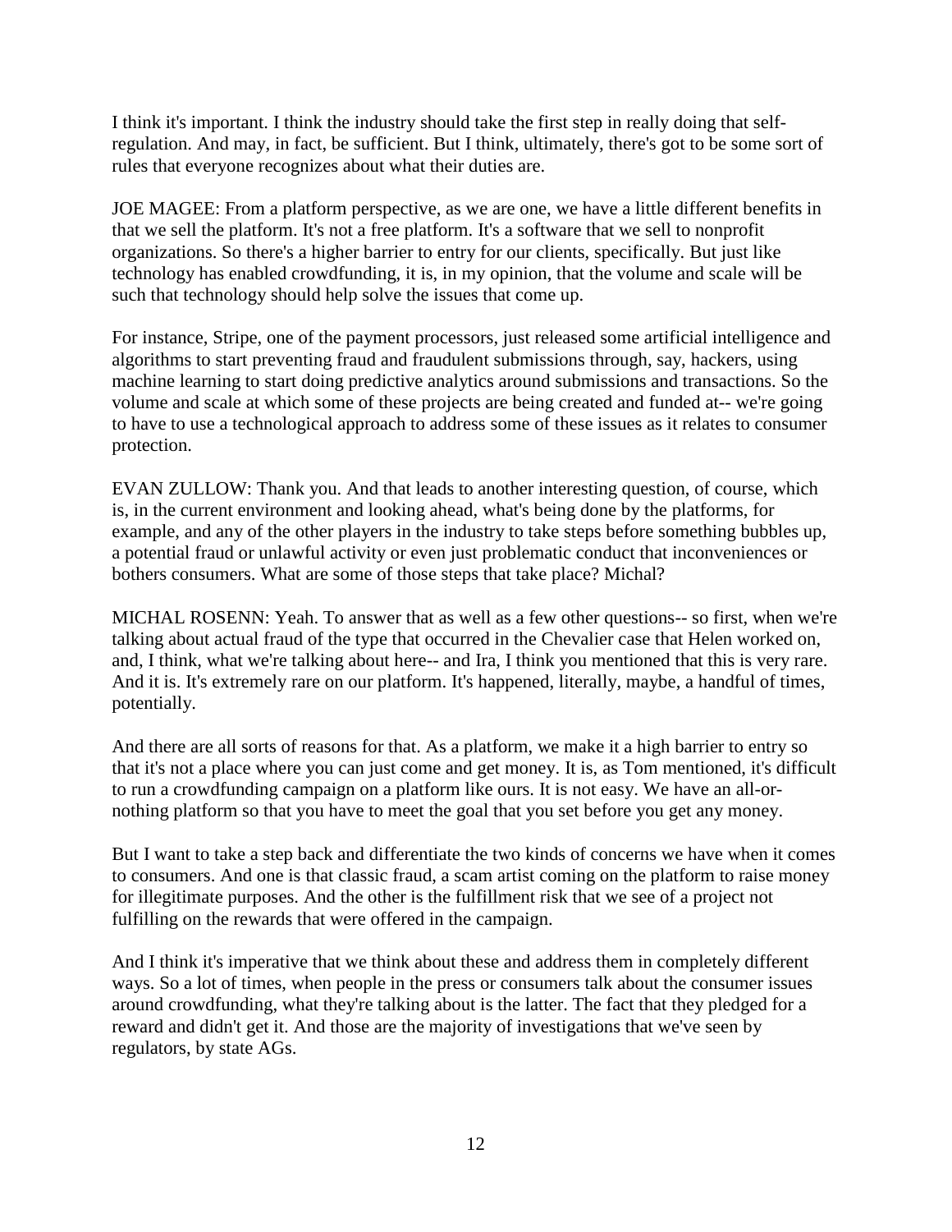I think it's important. I think the industry should take the first step in really doing that self-regulation. And may, in fact, be sufficient. But I think, ultimately, there's got to be some sort of rules that everyone recognizes about what their duties are.

JOE MAGEE: From a platform perspective, as we are one, we have a little different benefits in that we sell the platform. It's not a free platform. It's a software that we sell to nonprofit organizations. So there's a higher barrier to entry for our clients, specifically. But just like technology has enabled crowdfunding, it is, in my opinion, that the volume and scale will be such that technology should help solve the issues that come up.

For instance, Stripe, one of the payment processors, just released some artificial intelligence and algorithms to start preventing fraud and fraudulent submissions through, say, hackers, using machine learning to start doing predictive analytics around submissions and transactions. So the volume and scale at which some of these projects are being created and funded at-- we're going to have to use a technological approach to address some of these issues as it relates to consumer protection.

EVAN ZULLOW: Thank you. And that leads to another interesting question, of course, which is, in the current environment and looking ahead, what's being done by the platforms, for example, and any of the other players in the industry to take steps before something bubbles up, a potential fraud or unlawful activity or even just problematic conduct that inconveniences or bothers consumers. What are some of those steps that take place? Michal?

MICHAL ROSENN: Yeah. To answer that as well as a few other questions-- so first, when we're talking about actual fraud of the type that occurred in the Chevalier case that Helen worked on, and, I think, what we're talking about here-- and Ira, I think you mentioned that this is very rare. And it is. It's extremely rare on our platform. It's happened, literally, maybe, a handful of times, potentially.

And there are all sorts of reasons for that. As a platform, we make it a high barrier to entry so that it's not a place where you can just come and get money. It is, as Tom mentioned, it's difficult to run a crowdfunding campaign on a platform like ours. It is not easy. We have an all-or-nothing platform so that you have to meet the goal that you set before you get any money.

But I want to take a step back and differentiate the two kinds of concerns we have when it comes to consumers. And one is that classic fraud, a scam artist coming on the platform to raise money for illegitimate purposes. And the other is the fulfillment risk that we see of a project not fulfilling on the rewards that were offered in the campaign.

And I think it's imperative that we think about these and address them in completely different ways. So a lot of times, when people in the press or consumers talk about the consumer issues around crowdfunding, what they're talking about is the latter. The fact that they pledged for a reward and didn't get it. And those are the majority of investigations that we've seen by regulators, by state AGs.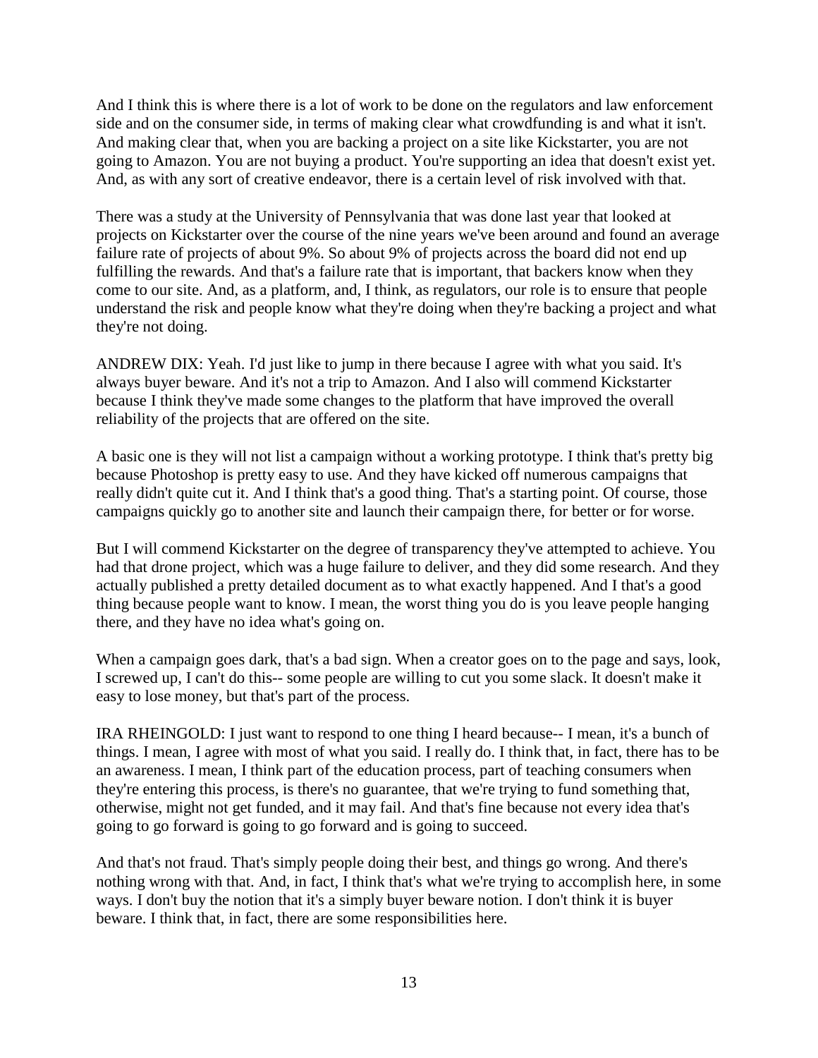And I think this is where there is a lot of work to be done on the regulators and law enforcement side and on the consumer side, in terms of making clear what crowdfunding is and what it isn't. And making clear that, when you are backing a project on a site like Kickstarter, you are not going to Amazon. You are not buying a product. You're supporting an idea that doesn't exist yet. And, as with any sort of creative endeavor, there is a certain level of risk involved with that.

There was a study at the University of Pennsylvania that was done last year that looked at projects on Kickstarter over the course of the nine years we've been around and found an average failure rate of projects of about 9%. So about 9% of projects across the board did not end up fulfilling the rewards. And that's a failure rate that is important, that backers know when they come to our site. And, as a platform, and, I think, as regulators, our role is to ensure that people understand the risk and people know what they're doing when they're backing a project and what they're not doing.

ANDREW DIX: Yeah. I'd just like to jump in there because I agree with what you said. It's always buyer beware. And it's not a trip to Amazon. And I also will commend Kickstarter because I think they've made some changes to the platform that have improved the overall reliability of the projects that are offered on the site.

A basic one is they will not list a campaign without a working prototype. I think that's pretty big because Photoshop is pretty easy to use. And they have kicked off numerous campaigns that really didn't quite cut it. And I think that's a good thing. That's a starting point. Of course, those campaigns quickly go to another site and launch their campaign there, for better or for worse.

But I will commend Kickstarter on the degree of transparency they've attempted to achieve. You had that drone project, which was a huge failure to deliver, and they did some research. And they actually published a pretty detailed document as to what exactly happened. And I that's a good thing because people want to know. I mean, the worst thing you do is you leave people hanging there, and they have no idea what's going on.

When a campaign goes dark, that's a bad sign. When a creator goes on to the page and says, look, I screwed up, I can't do this-- some people are willing to cut you some slack. It doesn't make it easy to lose money, but that's part of the process.

IRA RHEINGOLD: I just want to respond to one thing I heard because-- I mean, it's a bunch of things. I mean, I agree with most of what you said. I really do. I think that, in fact, there has to be an awareness. I mean, I think part of the education process, part of teaching consumers when they're entering this process, is there's no guarantee, that we're trying to fund something that, otherwise, might not get funded, and it may fail. And that's fine because not every idea that's going to go forward is going to go forward and is going to succeed.

And that's not fraud. That's simply people doing their best, and things go wrong. And there's nothing wrong with that. And, in fact, I think that's what we're trying to accomplish here, in some ways. I don't buy the notion that it's a simply buyer beware notion. I don't think it is buyer beware. I think that, in fact, there are some responsibilities here.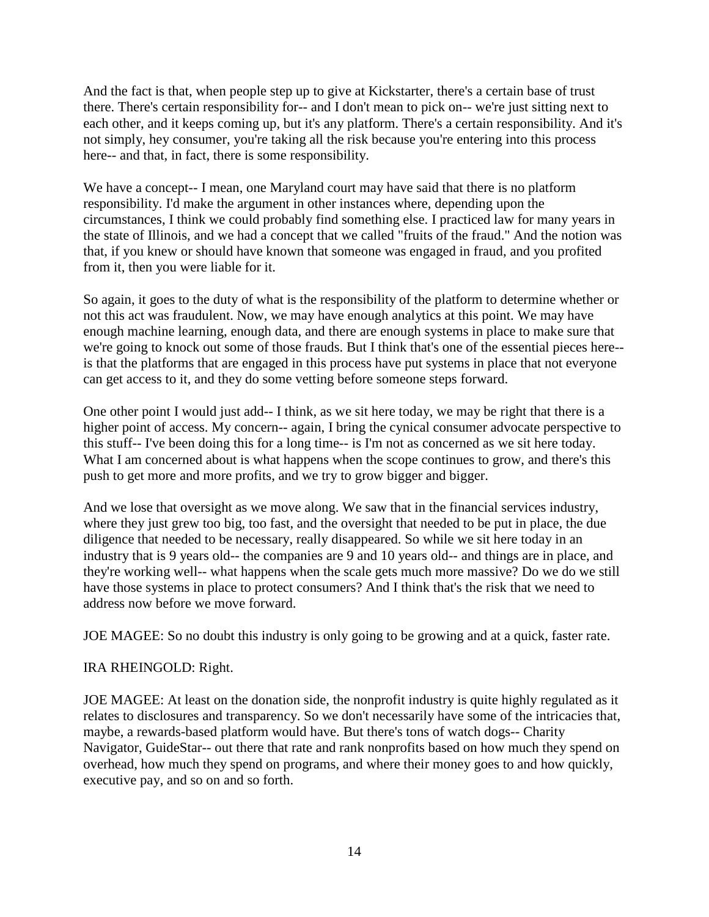And the fact is that, when people step up to give at Kickstarter, there's a certain base of trust there. There's certain responsibility for-- and I don't mean to pick on-- we're just sitting next to each other, and it keeps coming up, but it's any platform. There's a certain responsibility. And it's not simply, hey consumer, you're taking all the risk because you're entering into this process here-- and that, in fact, there is some responsibility.

We have a concept-- I mean, one Maryland court may have said that there is no platform responsibility. I'd make the argument in other instances where, depending upon the circumstances, I think we could probably find something else. I practiced law for many years in the state of Illinois, and we had a concept that we called "fruits of the fraud." And the notion was that, if you knew or should have known that someone was engaged in fraud, and you profited from it, then you were liable for it.

So again, it goes to the duty of what is the responsibility of the platform to determine whether or not this act was fraudulent. Now, we may have enough analytics at this point. We may have enough machine learning, enough data, and there are enough systems in place to make sure that we're going to knock out some of those frauds. But I think that's one of the essential pieces here-- is that the platforms that are engaged in this process have put systems in place that not everyone can get access to it, and they do some vetting before someone steps forward.

One other point I would just add-- I think, as we sit here today, we may be right that there is a higher point of access. My concern-- again, I bring the cynical consumer advocate perspective to this stuff-- I've been doing this for a long time-- is I'm not as concerned as we sit here today. What I am concerned about is what happens when the scope continues to grow, and there's this push to get more and more profits, and we try to grow bigger and bigger.

And we lose that oversight as we move along. We saw that in the financial services industry, where they just grew too big, too fast, and the oversight that needed to be put in place, the due diligence that needed to be necessary, really disappeared. So while we sit here today in an industry that is 9 years old-- the companies are 9 and 10 years old-- and things are in place, and they're working well-- what happens when the scale gets much more massive? Do we do we still have those systems in place to protect consumers? And I think that's the risk that we need to address now before we move forward.

JOE MAGEE: So no doubt this industry is only going to be growing and at a quick, faster rate.

IRA RHEINGOLD: Right.

JOE MAGEE: At least on the donation side, the nonprofit industry is quite highly regulated as it relates to disclosures and transparency. So we don't necessarily have some of the intricacies that, maybe, a rewards-based platform would have. But there's tons of watch dogs-- Charity Navigator, GuideStar-- out there that rate and rank nonprofits based on how much they spend on overhead, how much they spend on programs, and where their money goes to and how quickly, executive pay, and so on and so forth.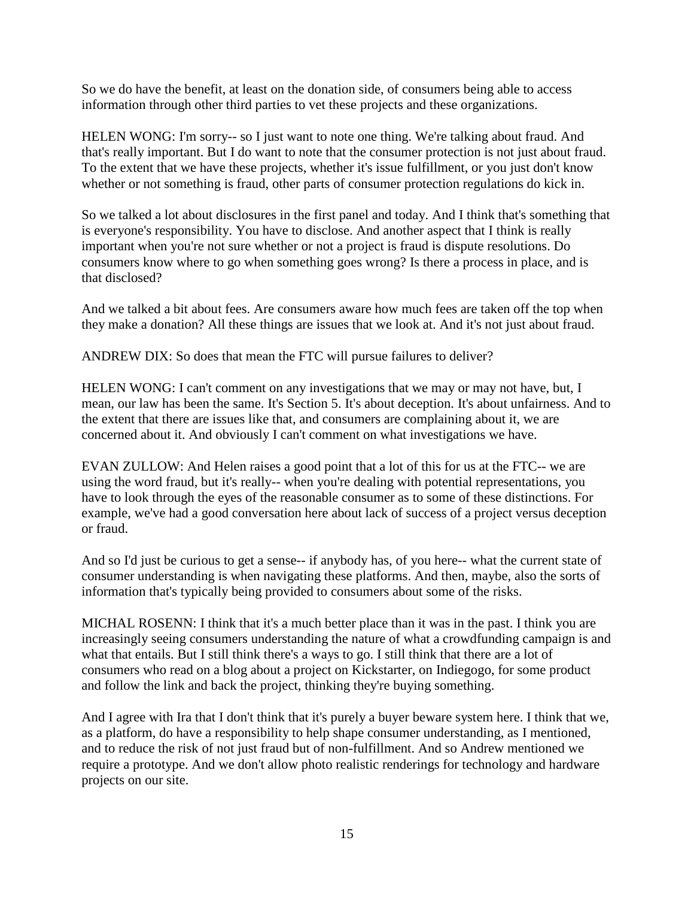So we do have the benefit, at least on the donation side, of consumers being able to access information through other third parties to vet these projects and these organizations.

HELEN WONG: I'm sorry-- so I just want to note one thing. We're talking about fraud. And that's really important. But I do want to note that the consumer protection is not just about fraud. To the extent that we have these projects, whether it's issue fulfillment, or you just don't know whether or not something is fraud, other parts of consumer protection regulations do kick in.

So we talked a lot about disclosures in the first panel and today. And I think that's something that is everyone's responsibility. You have to disclose. And another aspect that I think is really important when you're not sure whether or not a project is fraud is dispute resolutions. Do consumers know where to go when something goes wrong? Is there a process in place, and is that disclosed?

And we talked a bit about fees. Are consumers aware how much fees are taken off the top when they make a donation? All these things are issues that we look at. And it's not just about fraud.

ANDREW DIX: So does that mean the FTC will pursue failures to deliver?

HELEN WONG: I can't comment on any investigations that we may or may not have, but, I mean, our law has been the same. It's Section 5. It's about deception. It's about unfairness. And to the extent that there are issues like that, and consumers are complaining about it, we are concerned about it. And obviously I can't comment on what investigations we have.

EVAN ZULLOW: And Helen raises a good point that a lot of this for us at the FTC-- we are using the word fraud, but it's really-- when you're dealing with potential representations, you have to look through the eyes of the reasonable consumer as to some of these distinctions. For example, we've had a good conversation here about lack of success of a project versus deception or fraud.

And so I'd just be curious to get a sense-- if anybody has, of you here-- what the current state of consumer understanding is when navigating these platforms. And then, maybe, also the sorts of information that's typically being provided to consumers about some of the risks.

MICHAL ROSENN: I think that it's a much better place than it was in the past. I think you are increasingly seeing consumers understanding the nature of what a crowdfunding campaign is and what that entails. But I still think there's a ways to go. I still think that there are a lot of consumers who read on a blog about a project on Kickstarter, on Indiegogo, for some product and follow the link and back the project, thinking they're buying something.

And I agree with Ira that I don't think that it's purely a buyer beware system here. I think that we, as a platform, do have a responsibility to help shape consumer understanding, as I mentioned, and to reduce the risk of not just fraud but of non-fulfillment. And so Andrew mentioned we require a prototype. And we don't allow photo realistic renderings for technology and hardware projects on our site.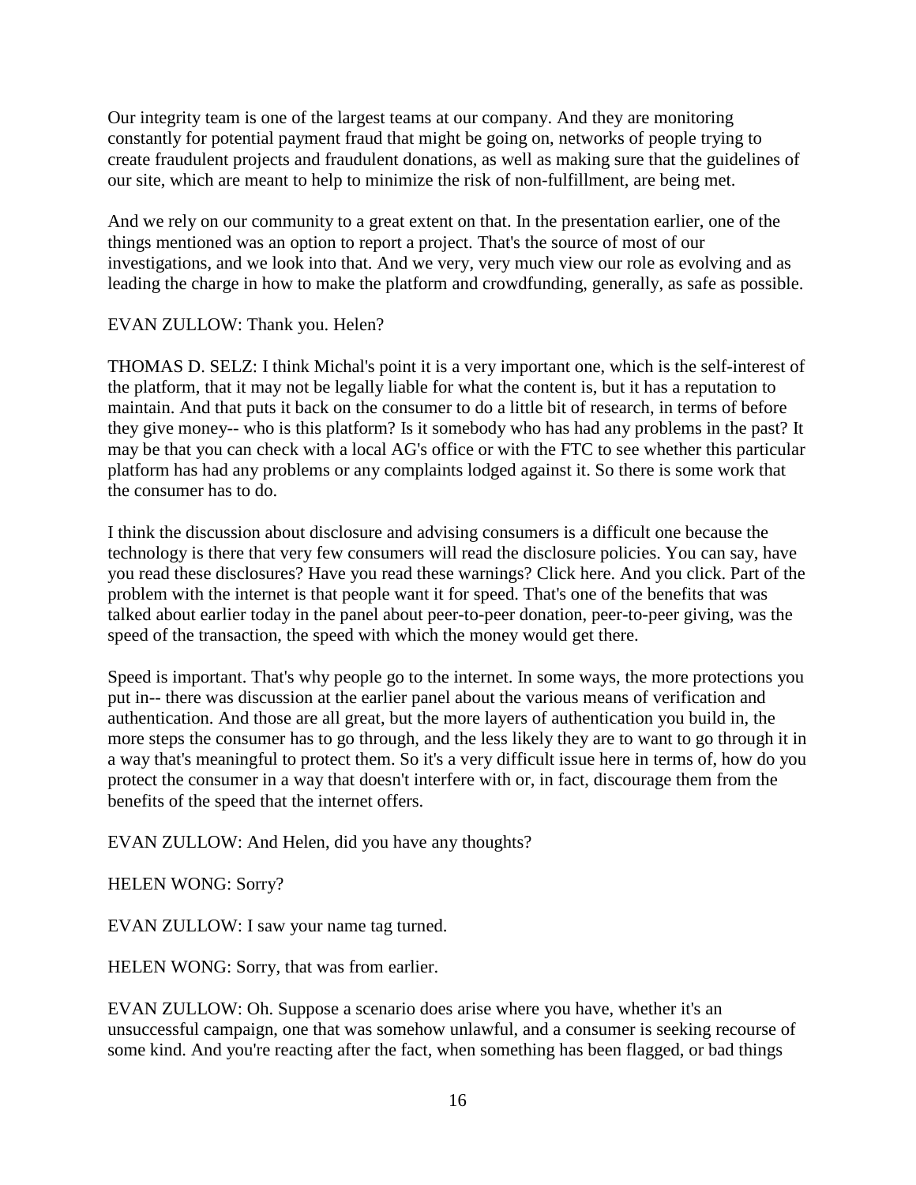Our integrity team is one of the largest teams at our company. And they are monitoring constantly for potential payment fraud that might be going on, networks of people trying to create fraudulent projects and fraudulent donations, as well as making sure that the guidelines of our site, which are meant to help to minimize the risk of non-fulfillment, are being met.

And we rely on our community to a great extent on that. In the presentation earlier, one of the things mentioned was an option to report a project. That's the source of most of our investigations, and we look into that. And we very, very much view our role as evolving and as leading the charge in how to make the platform and crowdfunding, generally, as safe as possible.

EVAN ZULLOW: Thank you. Helen?

THOMAS D. SELZ: I think Michal's point it is a very important one, which is the self-interest of the platform, that it may not be legally liable for what the content is, but it has a reputation to maintain. And that puts it back on the consumer to do a little bit of research, in terms of before they give money-- who is this platform? Is it somebody who has had any problems in the past? It may be that you can check with a local AG's office or with the FTC to see whether this particular platform has had any problems or any complaints lodged against it. So there is some work that the consumer has to do.

I think the discussion about disclosure and advising consumers is a difficult one because the technology is there that very few consumers will read the disclosure policies. You can say, have you read these disclosures? Have you read these warnings? Click here. And you click. Part of the problem with the internet is that people want it for speed. That's one of the benefits that was talked about earlier today in the panel about peer-to-peer donation, peer-to-peer giving, was the speed of the transaction, the speed with which the money would get there.

Speed is important. That's why people go to the internet. In some ways, the more protections you put in-- there was discussion at the earlier panel about the various means of verification and authentication. And those are all great, but the more layers of authentication you build in, the more steps the consumer has to go through, and the less likely they are to want to go through it in a way that's meaningful to protect them. So it's a very difficult issue here in terms of, how do you protect the consumer in a way that doesn't interfere with or, in fact, discourage them from the benefits of the speed that the internet offers.

EVAN ZULLOW: And Helen, did you have any thoughts?

HELEN WONG: Sorry?

EVAN ZULLOW: I saw your name tag turned.

HELEN WONG: Sorry, that was from earlier.

EVAN ZULLOW: Oh. Suppose a scenario does arise where you have, whether it's an unsuccessful campaign, one that was somehow unlawful, and a consumer is seeking recourse of some kind. And you're reacting after the fact, when something has been flagged, or bad things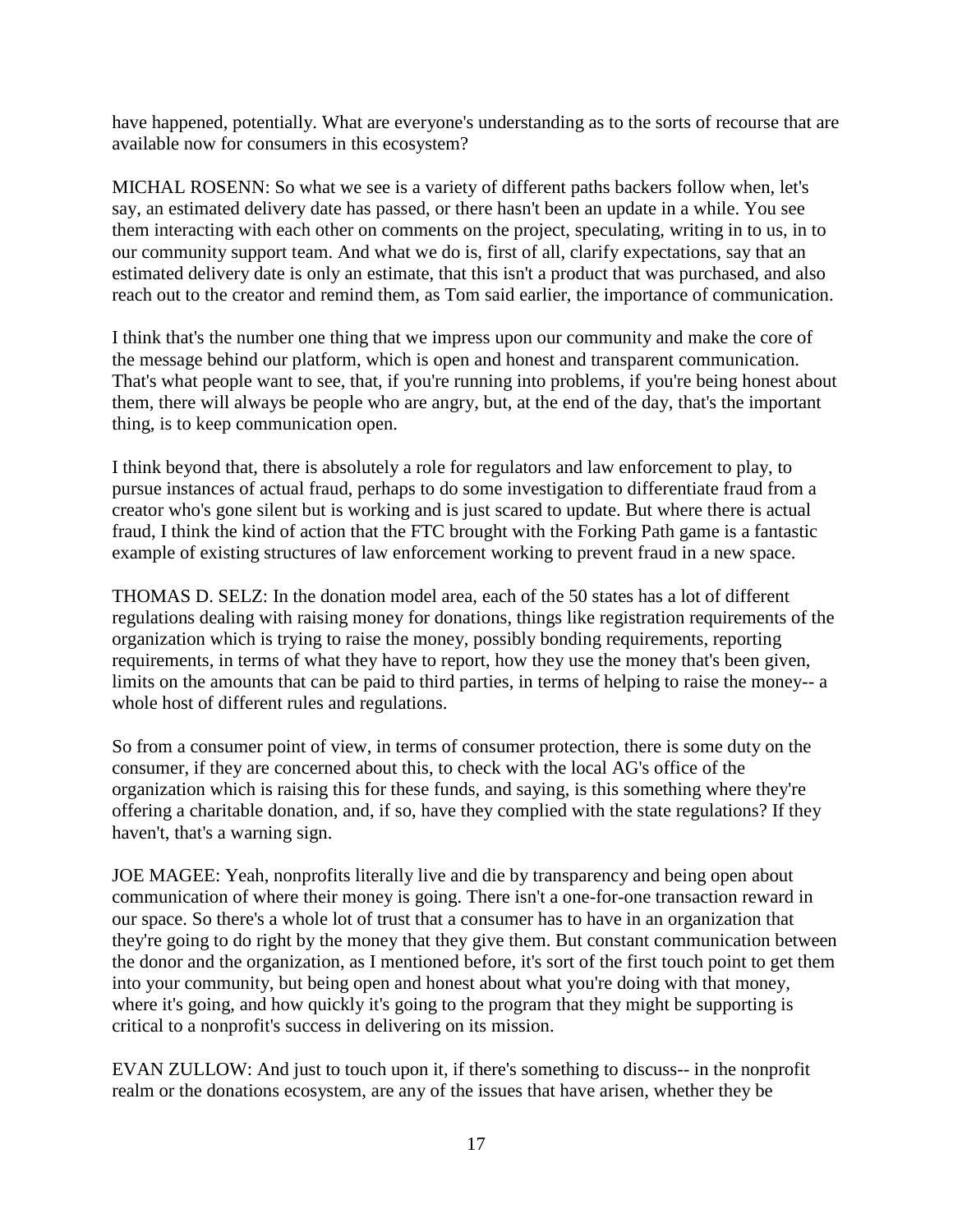have happened, potentially. What are everyone's understanding as to the sorts of recourse that are available now for consumers in this ecosystem?

MICHAL ROSENN: So what we see is a variety of different paths backers follow when, let's say, an estimated delivery date has passed, or there hasn't been an update in a while. You see them interacting with each other on comments on the project, speculating, writing in to us, in to our community support team. And what we do is, first of all, clarify expectations, say that an estimated delivery date is only an estimate, that this isn't a product that was purchased, and also reach out to the creator and remind them, as Tom said earlier, the importance of communication.

I think that's the number one thing that we impress upon our community and make the core of the message behind our platform, which is open and honest and transparent communication. That's what people want to see, that, if you're running into problems, if you're being honest about them, there will always be people who are angry, but, at the end of the day, that's the important thing, is to keep communication open.

I think beyond that, there is absolutely a role for regulators and law enforcement to play, to pursue instances of actual fraud, perhaps to do some investigation to differentiate fraud from a creator who's gone silent but is working and is just scared to update. But where there is actual fraud, I think the kind of action that the FTC brought with the Forking Path game is a fantastic example of existing structures of law enforcement working to prevent fraud in a new space.

THOMAS D. SELZ: In the donation model area, each of the 50 states has a lot of different regulations dealing with raising money for donations, things like registration requirements of the organization which is trying to raise the money, possibly bonding requirements, reporting requirements, in terms of what they have to report, how they use the money that's been given, limits on the amounts that can be paid to third parties, in terms of helping to raise the money-- a whole host of different rules and regulations.

So from a consumer point of view, in terms of consumer protection, there is some duty on the consumer, if they are concerned about this, to check with the local AG's office of the organization which is raising this for these funds, and saying, is this something where they're offering a charitable donation, and, if so, have they complied with the state regulations? If they haven't, that's a warning sign.

JOE MAGEE: Yeah, nonprofits literally live and die by transparency and being open about communication of where their money is going. There isn't a one-for-one transaction reward in our space. So there's a whole lot of trust that a consumer has to have in an organization that they're going to do right by the money that they give them. But constant communication between the donor and the organization, as I mentioned before, it's sort of the first touch point to get them into your community, but being open and honest about what you're doing with that money, where it's going, and how quickly it's going to the program that they might be supporting is critical to a nonprofit's success in delivering on its mission.

EVAN ZULLOW: And just to touch upon it, if there's something to discuss-- in the nonprofit realm or the donations ecosystem, are any of the issues that have arisen, whether they be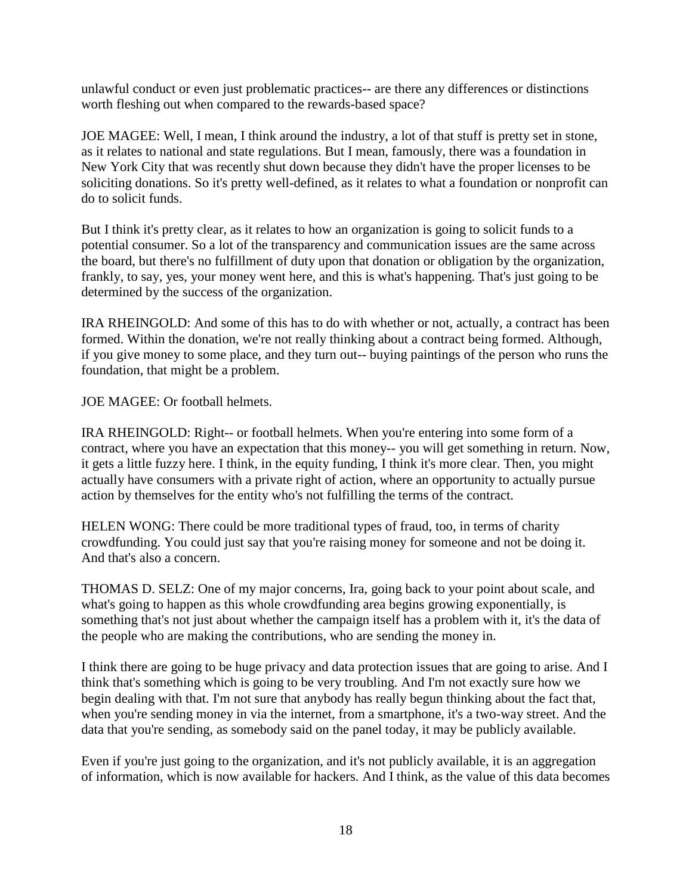unlawful conduct or even just problematic practices-- are there any differences or distinctions worth fleshing out when compared to the rewards-based space?

JOE MAGEE: Well, I mean, I think around the industry, a lot of that stuff is pretty set in stone, as it relates to national and state regulations. But I mean, famously, there was a foundation in New York City that was recently shut down because they didn't have the proper licenses to be soliciting donations. So it's pretty well-defined, as it relates to what a foundation or nonprofit can do to solicit funds.

But I think it's pretty clear, as it relates to how an organization is going to solicit funds to a potential consumer. So a lot of the transparency and communication issues are the same across the board, but there's no fulfillment of duty upon that donation or obligation by the organization, frankly, to say, yes, your money went here, and this is what's happening. That's just going to be determined by the success of the organization.

IRA RHEINGOLD: And some of this has to do with whether or not, actually, a contract has been formed. Within the donation, we're not really thinking about a contract being formed. Although, if you give money to some place, and they turn out-- buying paintings of the person who runs the foundation, that might be a problem.

JOE MAGEE: Or football helmets.

IRA RHEINGOLD: Right-- or football helmets. When you're entering into some form of a contract, where you have an expectation that this money-- you will get something in return. Now, it gets a little fuzzy here. I think, in the equity funding, I think it's more clear. Then, you might actually have consumers with a private right of action, where an opportunity to actually pursue action by themselves for the entity who's not fulfilling the terms of the contract.

HELEN WONG: There could be more traditional types of fraud, too, in terms of charity crowdfunding. You could just say that you're raising money for someone and not be doing it. And that's also a concern.

THOMAS D. SELZ: One of my major concerns, Ira, going back to your point about scale, and what's going to happen as this whole crowdfunding area begins growing exponentially, is something that's not just about whether the campaign itself has a problem with it, it's the data of the people who are making the contributions, who are sending the money in.

I think there are going to be huge privacy and data protection issues that are going to arise. And I think that's something which is going to be very troubling. And I'm not exactly sure how we begin dealing with that. I'm not sure that anybody has really begun thinking about the fact that, when you're sending money in via the internet, from a smartphone, it's a two-way street. And the data that you're sending, as somebody said on the panel today, it may be publicly available.

Even if you're just going to the organization, and it's not publicly available, it is an aggregation of information, which is now available for hackers. And I think, as the value of this data becomes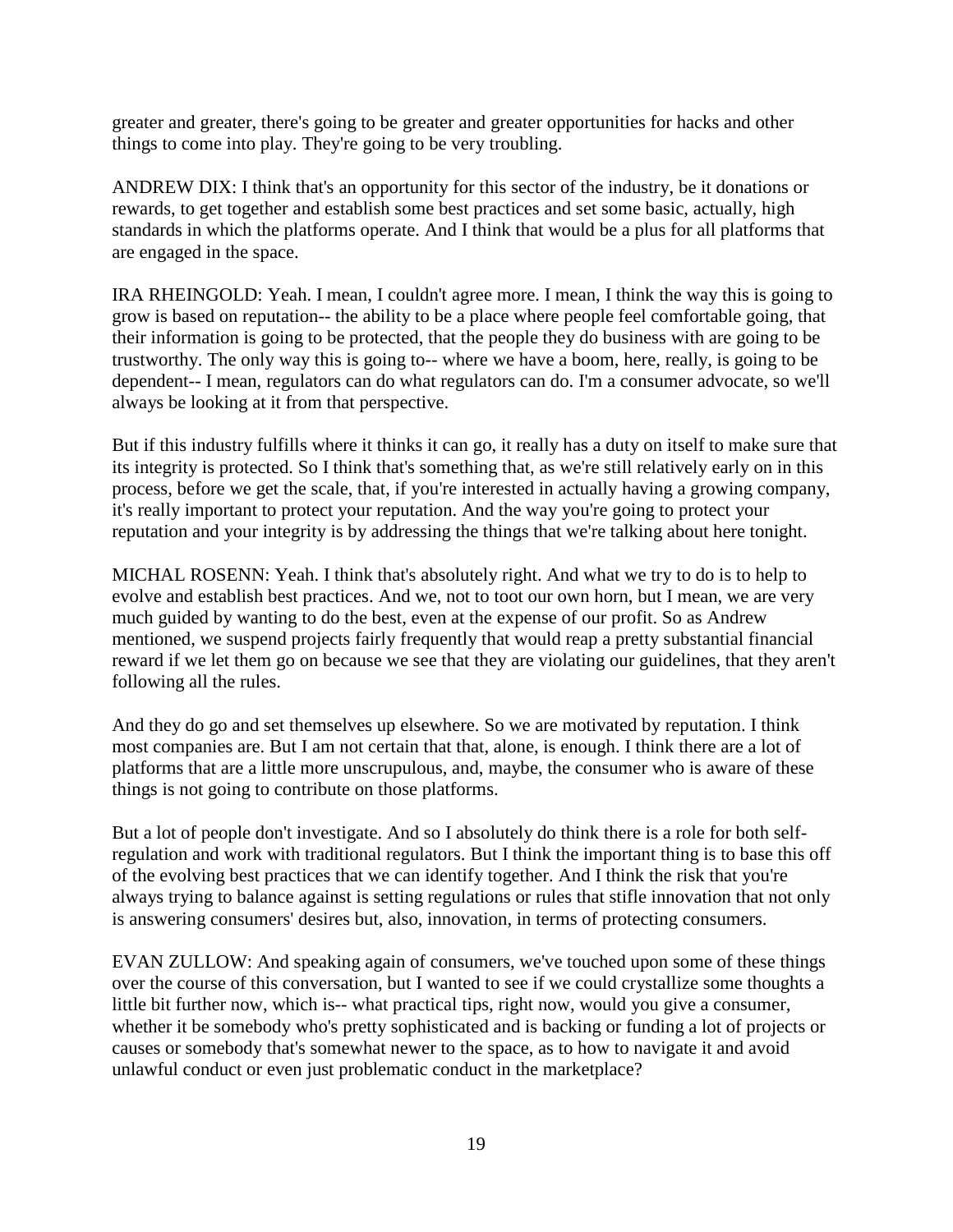greater and greater, there's going to be greater and greater opportunities for hacks and other things to come into play. They're going to be very troubling.

ANDREW DIX: I think that's an opportunity for this sector of the industry, be it donations or rewards, to get together and establish some best practices and set some basic, actually, high standards in which the platforms operate. And I think that would be a plus for all platforms that are engaged in the space.

IRA RHEINGOLD: Yeah. I mean, I couldn't agree more. I mean, I think the way this is going to grow is based on reputation-- the ability to be a place where people feel comfortable going, that their information is going to be protected, that the people they do business with are going to be trustworthy. The only way this is going to-- where we have a boom, here, really, is going to be dependent-- I mean, regulators can do what regulators can do. I'm a consumer advocate, so we'll always be looking at it from that perspective.

But if this industry fulfills where it thinks it can go, it really has a duty on itself to make sure that its integrity is protected. So I think that's something that, as we're still relatively early on in this process, before we get the scale, that, if you're interested in actually having a growing company, it's really important to protect your reputation. And the way you're going to protect your reputation and your integrity is by addressing the things that we're talking about here tonight.

MICHAL ROSENN: Yeah. I think that's absolutely right. And what we try to do is to help to evolve and establish best practices. And we, not to toot our own horn, but I mean, we are very much guided by wanting to do the best, even at the expense of our profit. So as Andrew mentioned, we suspend projects fairly frequently that would reap a pretty substantial financial reward if we let them go on because we see that they are violating our guidelines, that they aren't following all the rules.

And they do go and set themselves up elsewhere. So we are motivated by reputation. I think most companies are. But I am not certain that that, alone, is enough. I think there are a lot of platforms that are a little more unscrupulous, and, maybe, the consumer who is aware of these things is not going to contribute on those platforms.

But a lot of people don't investigate. And so I absolutely do think there is a role for both self-regulation and work with traditional regulators. But I think the important thing is to base this off of the evolving best practices that we can identify together. And I think the risk that you're always trying to balance against is setting regulations or rules that stifle innovation that not only is answering consumers' desires but, also, innovation, in terms of protecting consumers.

EVAN ZULLOW: And speaking again of consumers, we've touched upon some of these things over the course of this conversation, but I wanted to see if we could crystallize some thoughts a little bit further now, which is-- what practical tips, right now, would you give a consumer, whether it be somebody who's pretty sophisticated and is backing or funding a lot of projects or causes or somebody that's somewhat newer to the space, as to how to navigate it and avoid unlawful conduct or even just problematic conduct in the marketplace?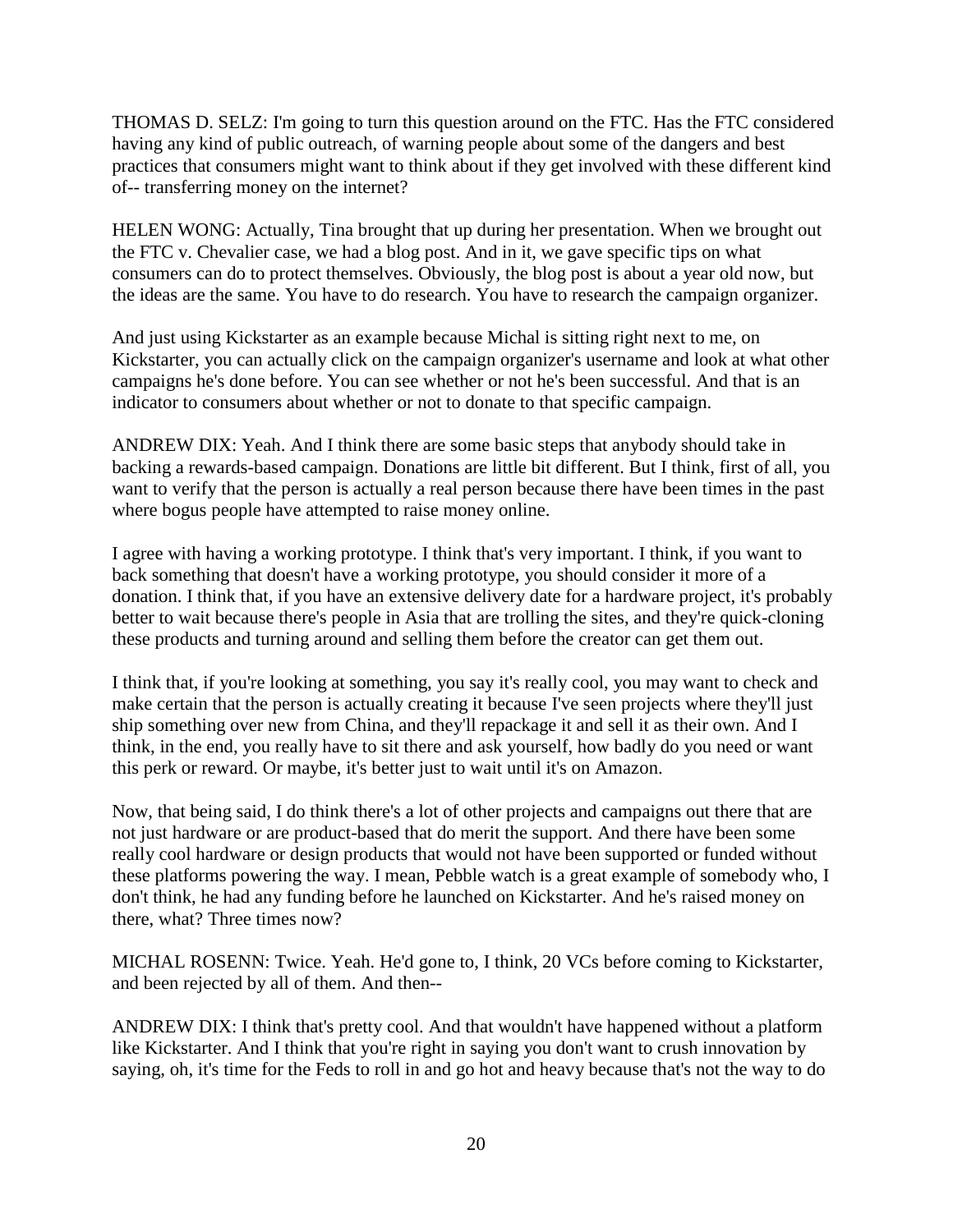THOMAS D. SELZ: I'm going to turn this question around on the FTC. Has the FTC considered having any kind of public outreach, of warning people about some of the dangers and best practices that consumers might want to think about if they get involved with these different kind of-- transferring money on the internet?

HELEN WONG: Actually, Tina brought that up during her presentation. When we brought out the FTC v. Chevalier case, we had a blog post. And in it, we gave specific tips on what consumers can do to protect themselves. Obviously, the blog post is about a year old now, but the ideas are the same. You have to do research. You have to research the campaign organizer.

And just using Kickstarter as an example because Michal is sitting right next to me, on Kickstarter, you can actually click on the campaign organizer's username and look at what other campaigns he's done before. You can see whether or not he's been successful. And that is an indicator to consumers about whether or not to donate to that specific campaign.

ANDREW DIX: Yeah. And I think there are some basic steps that anybody should take in backing a rewards-based campaign. Donations are little bit different. But I think, first of all, you want to verify that the person is actually a real person because there have been times in the past where bogus people have attempted to raise money online.

I agree with having a working prototype. I think that's very important. I think, if you want to back something that doesn't have a working prototype, you should consider it more of a donation. I think that, if you have an extensive delivery date for a hardware project, it's probably better to wait because there's people in Asia that are trolling the sites, and they're quick-cloning these products and turning around and selling them before the creator can get them out.

I think that, if you're looking at something, you say it's really cool, you may want to check and make certain that the person is actually creating it because I've seen projects where they'll just ship something over new from China, and they'll repackage it and sell it as their own. And I think, in the end, you really have to sit there and ask yourself, how badly do you need or want this perk or reward. Or maybe, it's better just to wait until it's on Amazon.

Now, that being said, I do think there's a lot of other projects and campaigns out there that are not just hardware or are product-based that do merit the support. And there have been some really cool hardware or design products that would not have been supported or funded without these platforms powering the way. I mean, Pebble watch is a great example of somebody who, I don't think, he had any funding before he launched on Kickstarter. And he's raised money on there, what? Three times now?

MICHAL ROSENN: Twice. Yeah. He'd gone to, I think, 20 VCs before coming to Kickstarter, and been rejected by all of them. And then--

ANDREW DIX: I think that's pretty cool. And that wouldn't have happened without a platform like Kickstarter. And I think that you're right in saying you don't want to crush innovation by saying, oh, it's time for the Feds to roll in and go hot and heavy because that's not the way to do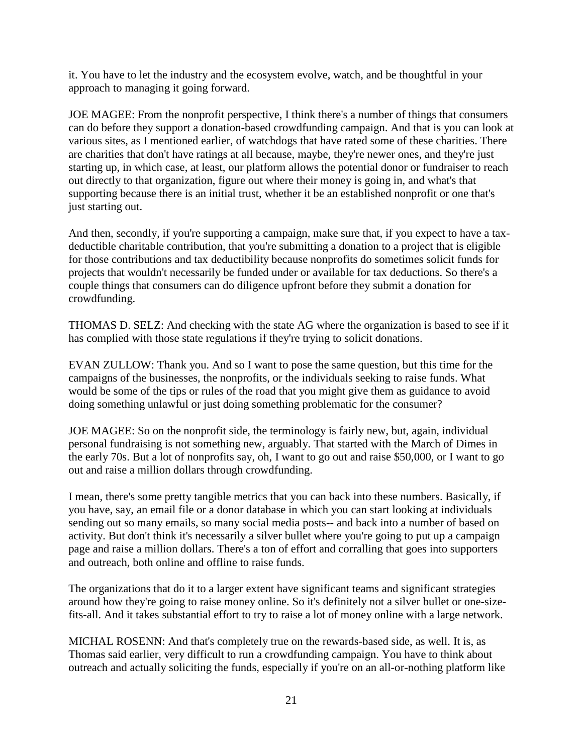it. You have to let the industry and the ecosystem evolve, watch, and be thoughtful in your approach to managing it going forward.

JOE MAGEE: From the nonprofit perspective, I think there's a number of things that consumers can do before they support a donation-based crowdfunding campaign. And that is you can look at various sites, as I mentioned earlier, of watchdogs that have rated some of these charities. There are charities that don't have ratings at all because, maybe, they're newer ones, and they're just starting up, in which case, at least, our platform allows the potential donor or fundraiser to reach out directly to that organization, figure out where their money is going in, and what's that supporting because there is an initial trust, whether it be an established nonprofit or one that's just starting out.

And then, secondly, if you're supporting a campaign, make sure that, if you expect to have a tax-deductible charitable contribution, that you're submitting a donation to a project that is eligible for those contributions and tax deductibility because nonprofits do sometimes solicit funds for projects that wouldn't necessarily be funded under or available for tax deductions. So there's a couple things that consumers can do diligence upfront before they submit a donation for crowdfunding.

THOMAS D. SELZ: And checking with the state AG where the organization is based to see if it has complied with those state regulations if they're trying to solicit donations.

EVAN ZULLOW: Thank you. And so I want to pose the same question, but this time for the campaigns of the businesses, the nonprofits, or the individuals seeking to raise funds. What would be some of the tips or rules of the road that you might give them as guidance to avoid doing something unlawful or just doing something problematic for the consumer?

JOE MAGEE: So on the nonprofit side, the terminology is fairly new, but, again, individual personal fundraising is not something new, arguably. That started with the March of Dimes in the early 70s. But a lot of nonprofits say, oh, I want to go out and raise $50,000, or I want to go out and raise a million dollars through crowdfunding.

I mean, there's some pretty tangible metrics that you can back into these numbers. Basically, if you have, say, an email file or a donor database in which you can start looking at individuals sending out so many emails, so many social media posts-- and back into a number of based on activity. But don't think it's necessarily a silver bullet where you're going to put up a campaign page and raise a million dollars. There's a ton of effort and corralling that goes into supporters and outreach, both online and offline to raise funds.

The organizations that do it to a larger extent have significant teams and significant strategies around how they're going to raise money online. So it's definitely not a silver bullet or one-size-fits-all. And it takes substantial effort to try to raise a lot of money online with a large network.

MICHAL ROSENN: And that's completely true on the rewards-based side, as well. It is, as Thomas said earlier, very difficult to run a crowdfunding campaign. You have to think about outreach and actually soliciting the funds, especially if you're on an all-or-nothing platform like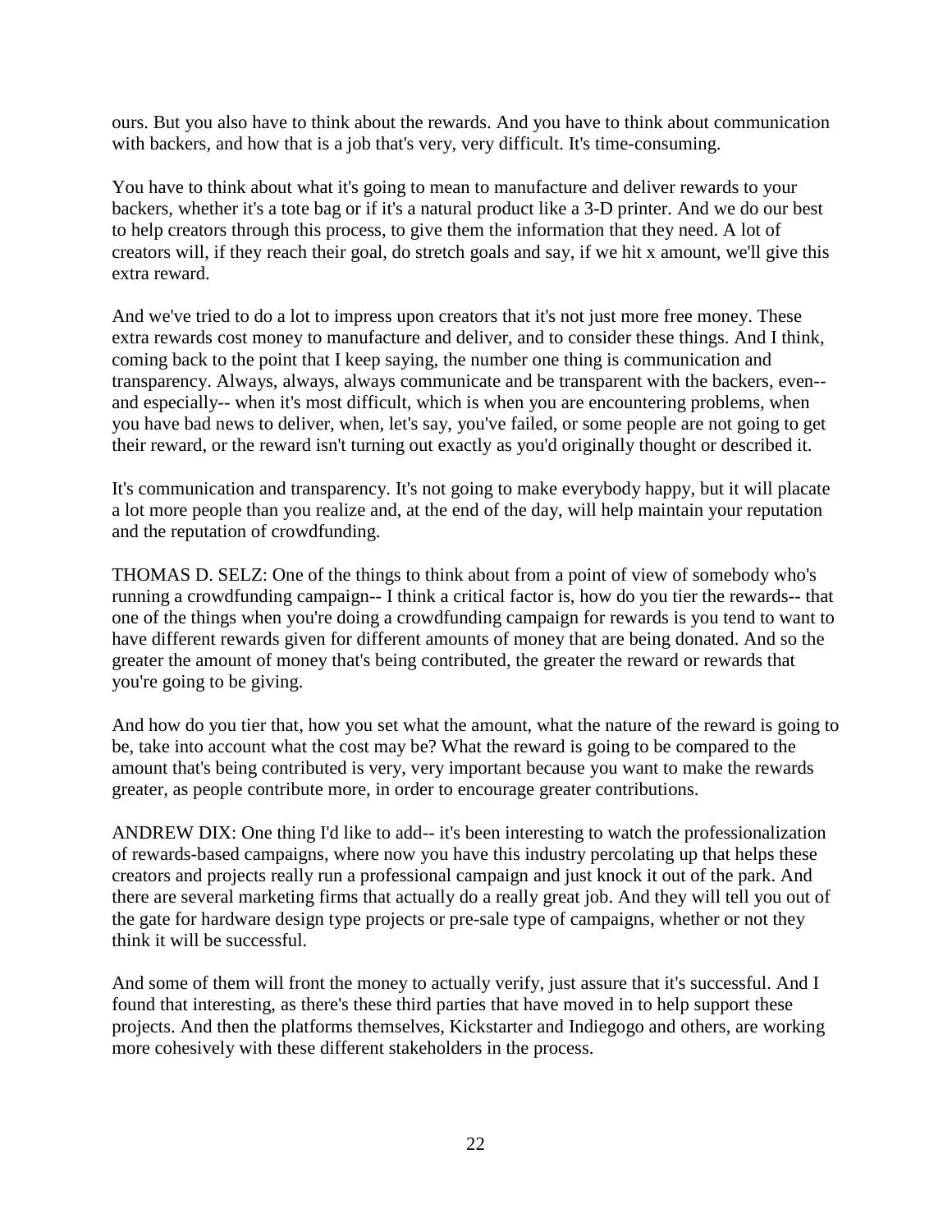ours. But you also have to think about the rewards. And you have to think about communication with backers, and how that is a job that's very, very difficult. It's time-consuming.

You have to think about what it's going to mean to manufacture and deliver rewards to your backers, whether it's a tote bag or if it's a natural product like a 3-D printer. And we do our best to help creators through this process, to give them the information that they need. A lot of creators will, if they reach their goal, do stretch goals and say, if we hit x amount, we'll give this extra reward.

And we've tried to do a lot to impress upon creators that it's not just more free money. These extra rewards cost money to manufacture and deliver, and to consider these things. And I think, coming back to the point that I keep saying, the number one thing is communication and transparency. Always, always, always communicate and be transparent with the backers, even-- and especially-- when it's most difficult, which is when you are encountering problems, when you have bad news to deliver, when, let's say, you've failed, or some people are not going to get their reward, or the reward isn't turning out exactly as you'd originally thought or described it.

It's communication and transparency. It's not going to make everybody happy, but it will placate a lot more people than you realize and, at the end of the day, will help maintain your reputation and the reputation of crowdfunding.

THOMAS D. SELZ: One of the things to think about from a point of view of somebody who's running a crowdfunding campaign-- I think a critical factor is, how do you tier the rewards-- that one of the things when you're doing a crowdfunding campaign for rewards is you tend to want to have different rewards given for different amounts of money that are being donated. And so the greater the amount of money that's being contributed, the greater the reward or rewards that you're going to be giving.

And how do you tier that, how you set what the amount, what the nature of the reward is going to be, take into account what the cost may be? What the reward is going to be compared to the amount that's being contributed is very, very important because you want to make the rewards greater, as people contribute more, in order to encourage greater contributions.

ANDREW DIX: One thing I'd like to add-- it's been interesting to watch the professionalization of rewards-based campaigns, where now you have this industry percolating up that helps these creators and projects really run a professional campaign and just knock it out of the park. And there are several marketing firms that actually do a really great job. And they will tell you out of the gate for hardware design type projects or pre-sale type of campaigns, whether or not they think it will be successful.

And some of them will front the money to actually verify, just assure that it's successful. And I found that interesting, as there's these third parties that have moved in to help support these projects. And then the platforms themselves, Kickstarter and Indiegogo and others, are working more cohesively with these different stakeholders in the process.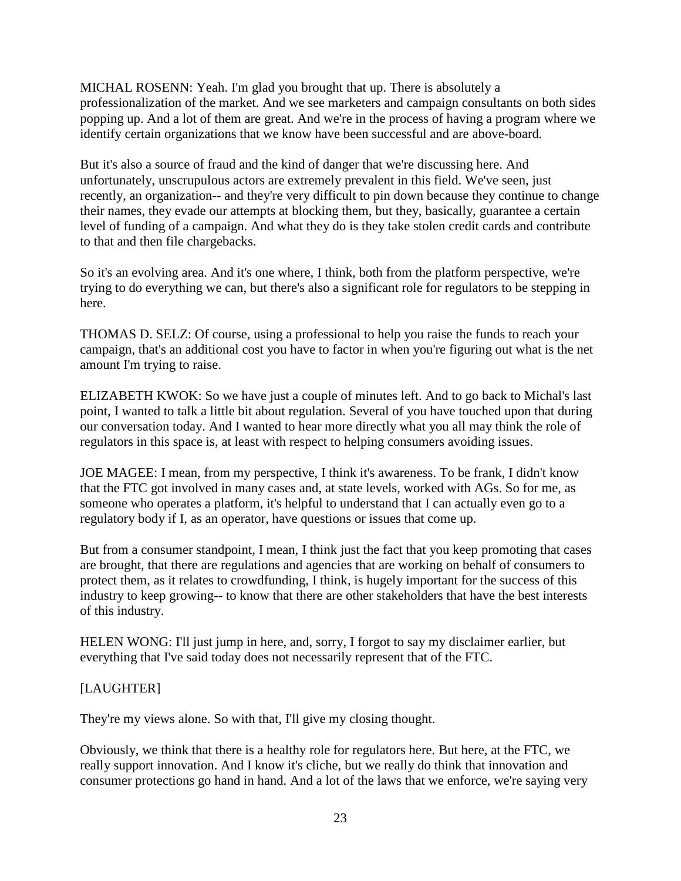MICHAL ROSENN: Yeah. I'm glad you brought that up. There is absolutely a professionalization of the market. And we see marketers and campaign consultants on both sides popping up. And a lot of them are great. And we're in the process of having a program where we identify certain organizations that we know have been successful and are above-board.

But it's also a source of fraud and the kind of danger that we're discussing here. And unfortunately, unscrupulous actors are extremely prevalent in this field. We've seen, just recently, an organization-- and they're very difficult to pin down because they continue to change their names, they evade our attempts at blocking them, but they, basically, guarantee a certain level of funding of a campaign. And what they do is they take stolen credit cards and contribute to that and then file chargebacks.

So it's an evolving area. And it's one where, I think, both from the platform perspective, we're trying to do everything we can, but there's also a significant role for regulators to be stepping in here.

THOMAS D. SELZ: Of course, using a professional to help you raise the funds to reach your campaign, that's an additional cost you have to factor in when you're figuring out what is the net amount I'm trying to raise.

ELIZABETH KWOK: So we have just a couple of minutes left. And to go back to Michal's last point, I wanted to talk a little bit about regulation. Several of you have touched upon that during our conversation today. And I wanted to hear more directly what you all may think the role of regulators in this space is, at least with respect to helping consumers avoiding issues.

JOE MAGEE: I mean, from my perspective, I think it's awareness. To be frank, I didn't know that the FTC got involved in many cases and, at state levels, worked with AGs. So for me, as someone who operates a platform, it's helpful to understand that I can actually even go to a regulatory body if I, as an operator, have questions or issues that come up.

But from a consumer standpoint, I mean, I think just the fact that you keep promoting that cases are brought, that there are regulations and agencies that are working on behalf of consumers to protect them, as it relates to crowdfunding, I think, is hugely important for the success of this industry to keep growing-- to know that there are other stakeholders that have the best interests of this industry.

HELEN WONG: I'll just jump in here, and, sorry, I forgot to say my disclaimer earlier, but everything that I've said today does not necessarily represent that of the FTC.

[LAUGHTER]

They're my views alone. So with that, I'll give my closing thought.

Obviously, we think that there is a healthy role for regulators here. But here, at the FTC, we really support innovation. And I know it's cliche, but we really do think that innovation and consumer protections go hand in hand. And a lot of the laws that we enforce, we're saying very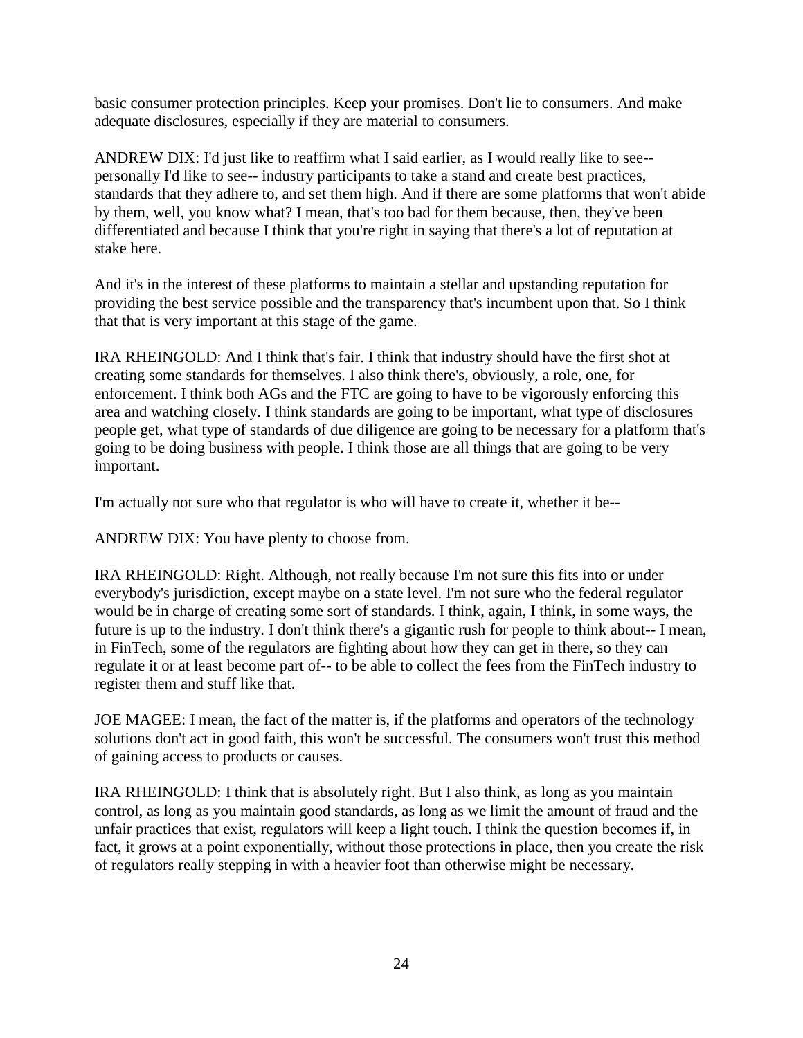basic consumer protection principles. Keep your promises. Don't lie to consumers. And make adequate disclosures, especially if they are material to consumers.

ANDREW DIX: I'd just like to reaffirm what I said earlier, as I would really like to see-- personally I'd like to see-- industry participants to take a stand and create best practices, standards that they adhere to, and set them high. And if there are some platforms that won't abide by them, well, you know what? I mean, that's too bad for them because, then, they've been differentiated and because I think that you're right in saying that there's a lot of reputation at stake here.

And it's in the interest of these platforms to maintain a stellar and upstanding reputation for providing the best service possible and the transparency that's incumbent upon that. So I think that that is very important at this stage of the game.

IRA RHEINGOLD: And I think that's fair. I think that industry should have the first shot at creating some standards for themselves. I also think there's, obviously, a role, one, for enforcement. I think both AGs and the FTC are going to have to be vigorously enforcing this area and watching closely. I think standards are going to be important, what type of disclosures people get, what type of standards of due diligence are going to be necessary for a platform that's going to be doing business with people. I think those are all things that are going to be very important.

I'm actually not sure who that regulator is who will have to create it, whether it be--

ANDREW DIX: You have plenty to choose from.

IRA RHEINGOLD: Right. Although, not really because I'm not sure this fits into or under everybody's jurisdiction, except maybe on a state level. I'm not sure who the federal regulator would be in charge of creating some sort of standards. I think, again, I think, in some ways, the future is up to the industry. I don't think there's a gigantic rush for people to think about-- I mean, in FinTech, some of the regulators are fighting about how they can get in there, so they can regulate it or at least become part of-- to be able to collect the fees from the FinTech industry to register them and stuff like that.

JOE MAGEE: I mean, the fact of the matter is, if the platforms and operators of the technology solutions don't act in good faith, this won't be successful. The consumers won't trust this method of gaining access to products or causes.

IRA RHEINGOLD: I think that is absolutely right. But I also think, as long as you maintain control, as long as you maintain good standards, as long as we limit the amount of fraud and the unfair practices that exist, regulators will keep a light touch. I think the question becomes if, in fact, it grows at a point exponentially, without those protections in place, then you create the risk of regulators really stepping in with a heavier foot than otherwise might be necessary.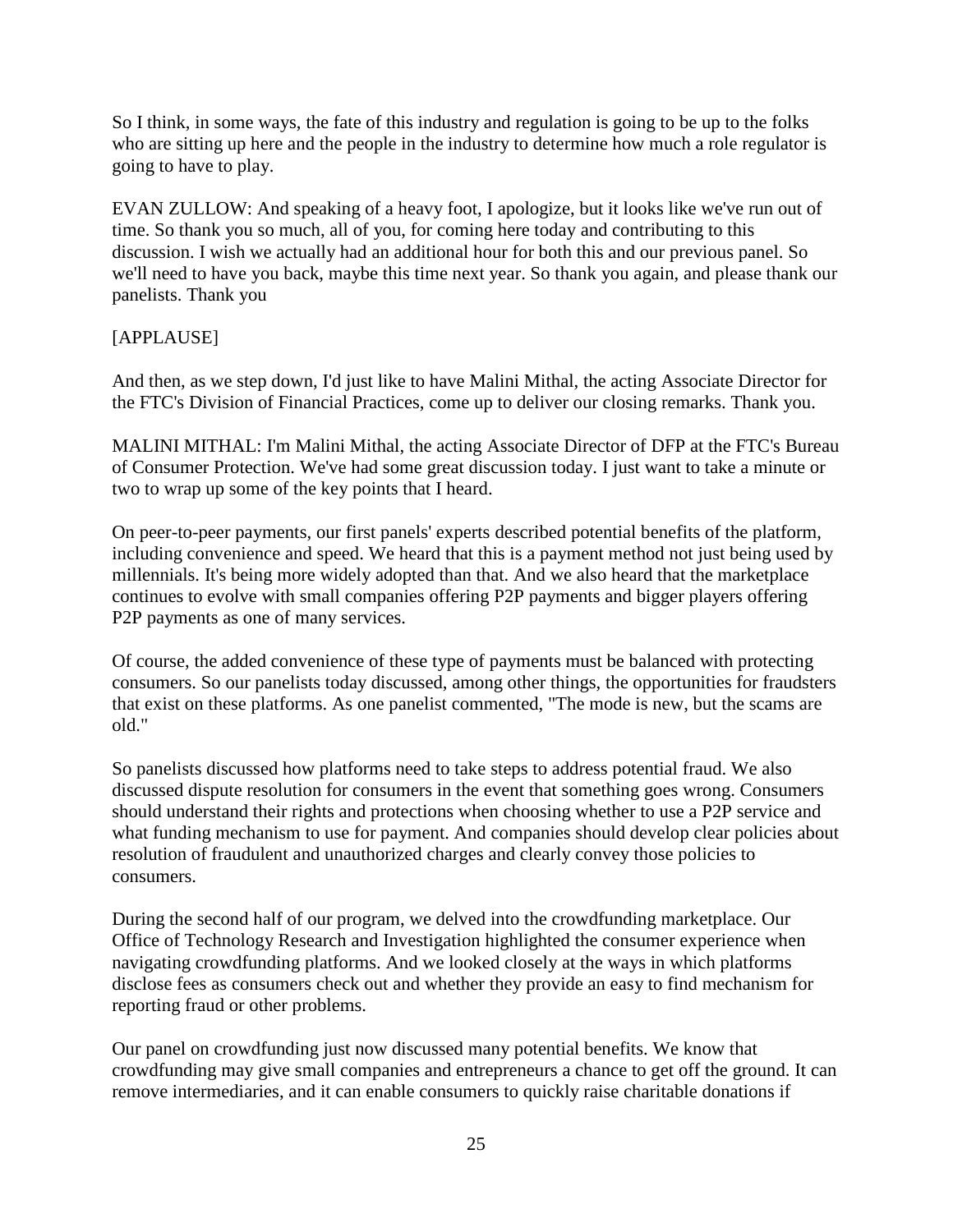So I think, in some ways, the fate of this industry and regulation is going to be up to the folks who are sitting up here and the people in the industry to determine how much a role regulator is going to have to play.

EVAN ZULLOW: And speaking of a heavy foot, I apologize, but it looks like we've run out of time. So thank you so much, all of you, for coming here today and contributing to this discussion. I wish we actually had an additional hour for both this and our previous panel. So we'll need to have you back, maybe this time next year. So thank you again, and please thank our panelists. Thank you

[APPLAUSE]

And then, as we step down, I'd just like to have Malini Mithal, the acting Associate Director for the FTC's Division of Financial Practices, come up to deliver our closing remarks. Thank you.

MALINI MITHAL: I'm Malini Mithal, the acting Associate Director of DFP at the FTC's Bureau of Consumer Protection. We've had some great discussion today. I just want to take a minute or two to wrap up some of the key points that I heard.

On peer-to-peer payments, our first panels' experts described potential benefits of the platform, including convenience and speed. We heard that this is a payment method not just being used by millennials. It's being more widely adopted than that. And we also heard that the marketplace continues to evolve with small companies offering P2P payments and bigger players offering P2P payments as one of many services.

Of course, the added convenience of these type of payments must be balanced with protecting consumers. So our panelists today discussed, among other things, the opportunities for fraudsters that exist on these platforms. As one panelist commented, "The mode is new, but the scams are old."

So panelists discussed how platforms need to take steps to address potential fraud. We also discussed dispute resolution for consumers in the event that something goes wrong. Consumers should understand their rights and protections when choosing whether to use a P2P service and what funding mechanism to use for payment. And companies should develop clear policies about resolution of fraudulent and unauthorized charges and clearly convey those policies to consumers.

During the second half of our program, we delved into the crowdfunding marketplace. Our Office of Technology Research and Investigation highlighted the consumer experience when navigating crowdfunding platforms. And we looked closely at the ways in which platforms disclose fees as consumers check out and whether they provide an easy to find mechanism for reporting fraud or other problems.

Our panel on crowdfunding just now discussed many potential benefits. We know that crowdfunding may give small companies and entrepreneurs a chance to get off the ground. It can remove intermediaries, and it can enable consumers to quickly raise charitable donations if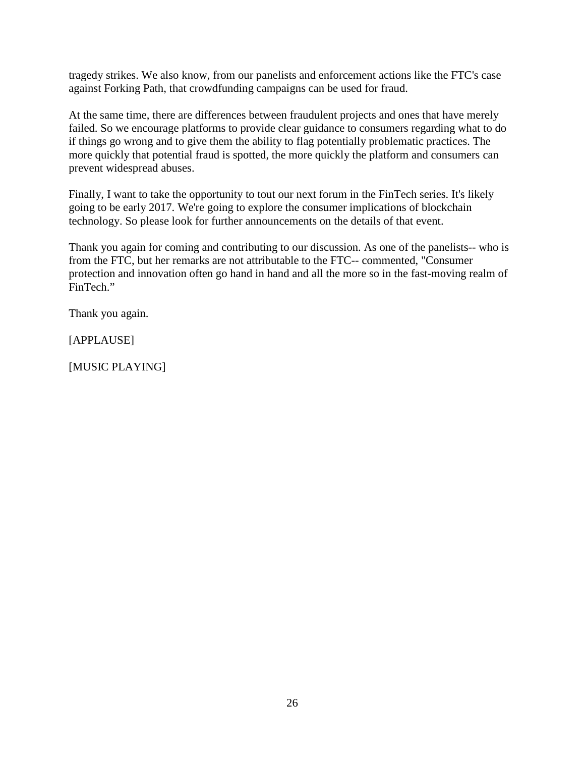tragedy strikes. We also know, from our panelists and enforcement actions like the FTC's case against Forking Path, that crowdfunding campaigns can be used for fraud.

At the same time, there are differences between fraudulent projects and ones that have merely failed. So we encourage platforms to provide clear guidance to consumers regarding what to do if things go wrong and to give them the ability to flag potentially problematic practices. The more quickly that potential fraud is spotted, the more quickly the platform and consumers can prevent widespread abuses.

Finally, I want to take the opportunity to tout our next forum in the FinTech series. It's likely going to be early 2017. We're going to explore the consumer implications of blockchain technology. So please look for further announcements on the details of that event.

Thank you again for coming and contributing to our discussion. As one of the panelists-- who is from the FTC, but her remarks are not attributable to the FTC-- commented, "Consumer protection and innovation often go hand in hand and all the more so in the fast-moving realm of FinTech."

Thank you again.

[APPLAUSE]

[MUSIC PLAYING]